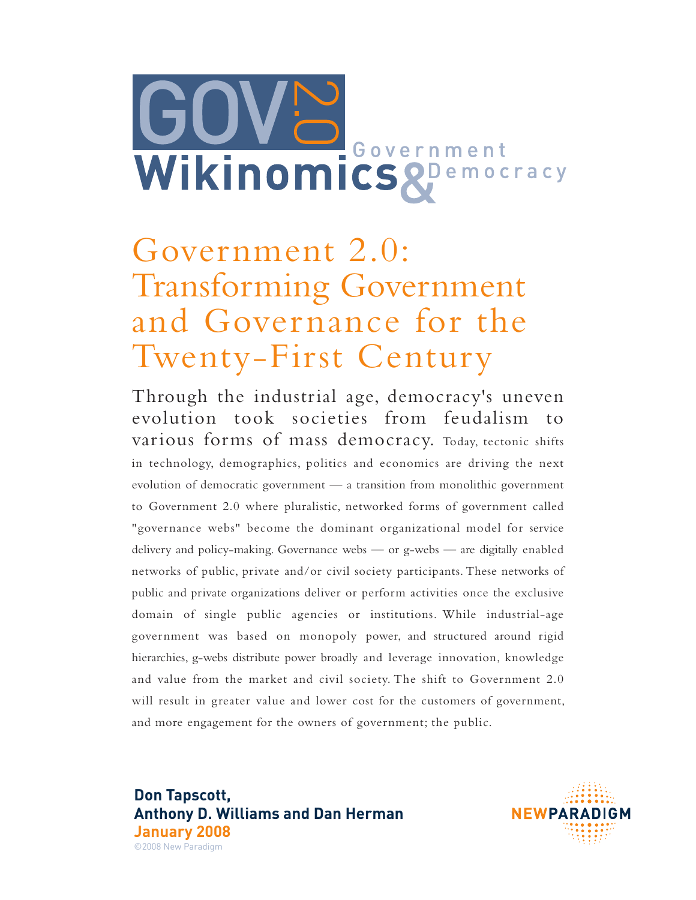GOV 2.0

Wikinomics Government & Democracy

# Government 2.0: Transforming Government and Governance for the Twenty-First Century

Through the industrial age, democracy's uneven evolution took societies from feudalism to various forms of mass democracy. Today, tectonic shifts in technology, demographics, politics and economics are driving the next evolution of democratic government — a transition from monolithic government to Government 2.0 where pluralistic, networked forms of government called "governance webs" become the dominant organizational model for service delivery and policy-making. Governance webs — or g-webs — are digitally enabled networks of public, private and/or civil society participants. These networks of public and private organizations deliver or perform activities once the exclusive domain of single public agencies or institutions. While industrial-age government was based on monopoly power, and structured around rigid hierarchies, g-webs distribute power broadly and leverage innovation, knowledge and value from the market and civil society. The shift to Government 2.0 will result in greater value and lower cost for the customers of government, and more engagement for the owners of government; the public.

**Don Tapscott,**
**Anthony D. Williams and Dan Herman**
**January 2008**
©2008 New Paradigm

NEWPARADIGM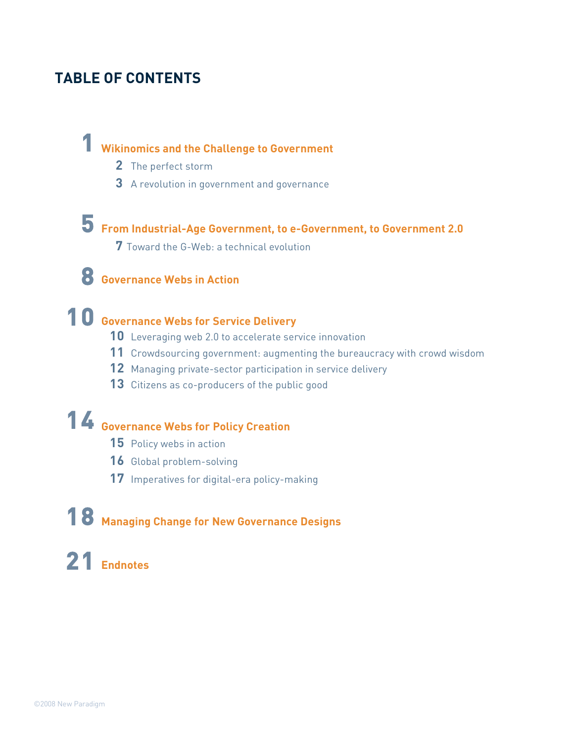# TABLE OF CONTENTS

**1** **Wikinomics and the Challenge to Government**
- **2** The perfect storm
- **3** A revolution in government and governance

**5** **From Industrial-Age Government, to e-Government, to Government 2.0**
- **7** Toward the G-Web: a technical evolution

**8** **Governance Webs in Action**

**10** **Governance Webs for Service Delivery**
- **10** Leveraging web 2.0 to accelerate service innovation
- **11** Crowdsourcing government: augmenting the bureaucracy with crowd wisdom
- **12** Managing private-sector participation in service delivery
- **13** Citizens as co-producers of the public good

**14** **Governance Webs for Policy Creation**
- **15** Policy webs in action
- **16** Global problem-solving
- **17** Imperatives for digital-era policy-making

**18** **Managing Change for New Governance Designs**

**21** **Endnotes**

©2008 New Paradigm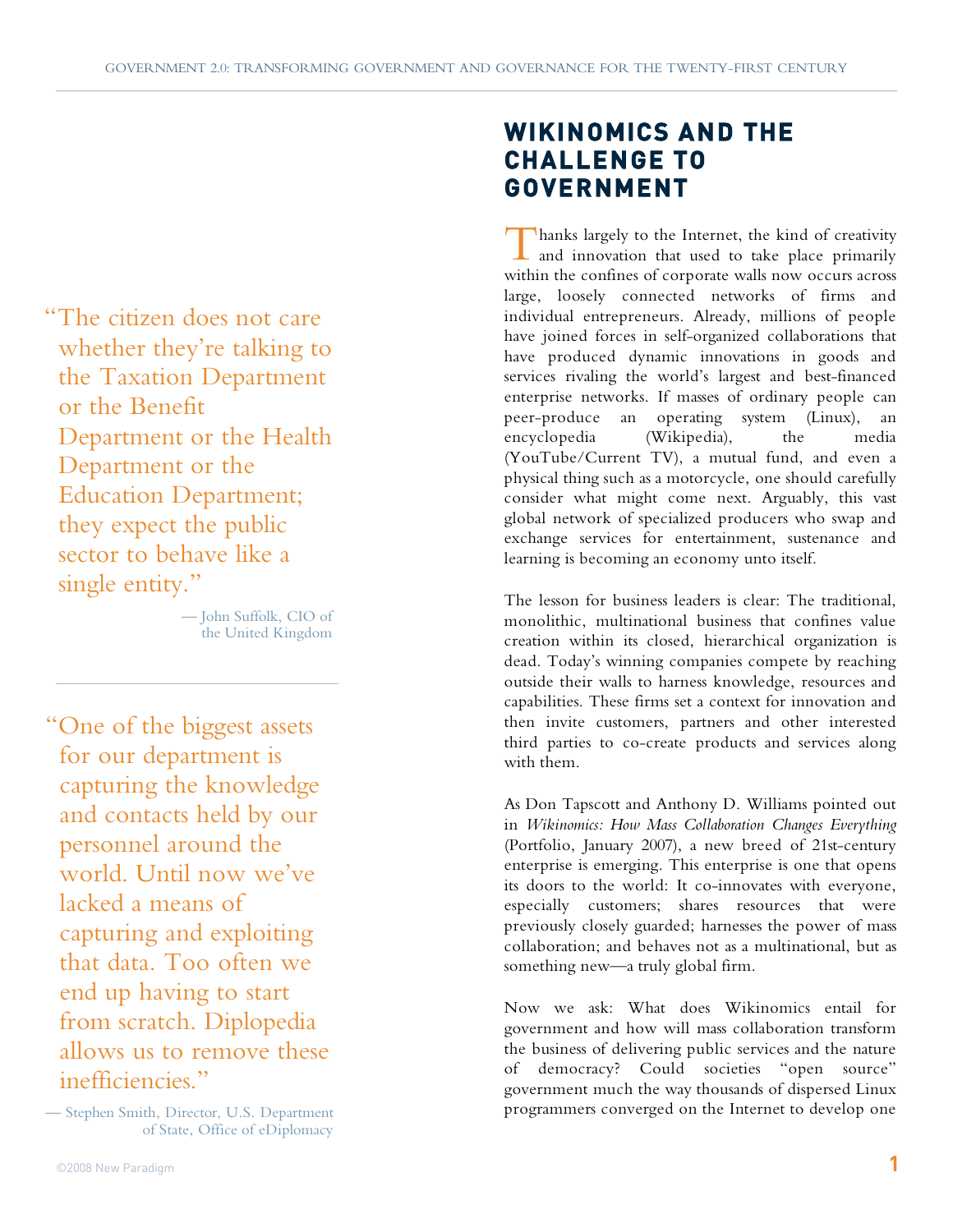## WIKINOMICS AND THE CHALLENGE TO GOVERNMENT

> "The citizen does not care whether they're talking to the Taxation Department or the Benefit Department or the Health Department or the Education Department; they expect the public sector to behave like a single entity."
>
> — John Suffolk, CIO of the United Kingdom

> "One of the biggest assets for our department is capturing the knowledge and contacts held by our personnel around the world. Until now we've lacked a means of capturing and exploiting that data. Too often we end up having to start from scratch. Diplopedia allows us to remove these inefficiencies."
>
> — Stephen Smith, Director, U.S. Department of State, Office of eDiplomacy

Thanks largely to the Internet, the kind of creativity and innovation that used to take place primarily within the confines of corporate walls now occurs across large, loosely connected networks of firms and individual entrepreneurs. Already, millions of people have joined forces in self-organized collaborations that have produced dynamic innovations in goods and services rivaling the world's largest and best-financed enterprise networks. If masses of ordinary people can peer-produce an operating system (Linux), an encyclopedia (Wikipedia), the media (YouTube/Current TV), a mutual fund, and even a physical thing such as a motorcycle, one should carefully consider what might come next. Arguably, this vast global network of specialized producers who swap and exchange services for entertainment, sustenance and learning is becoming an economy unto itself.

The lesson for business leaders is clear: The traditional, monolithic, multinational business that confines value creation within its closed, hierarchical organization is dead. Today's winning companies compete by reaching outside their walls to harness knowledge, resources and capabilities. These firms set a context for innovation and then invite customers, partners and other interested third parties to co-create products and services along with them.

As Don Tapscott and Anthony D. Williams pointed out in *Wikinomics: How Mass Collaboration Changes Everything* (Portfolio, January 2007), a new breed of 21st-century enterprise is emerging. This enterprise is one that opens its doors to the world: It co-innovates with everyone, especially customers; shares resources that were previously closely guarded; harnesses the power of mass collaboration; and behaves not as a multinational, but as something new—a truly global firm.

Now we ask: What does Wikinomics entail for government and how will mass collaboration transform the business of delivering public services and the nature of democracy? Could societies "open source" government much the way thousands of dispersed Linux programmers converged on the Internet to develop one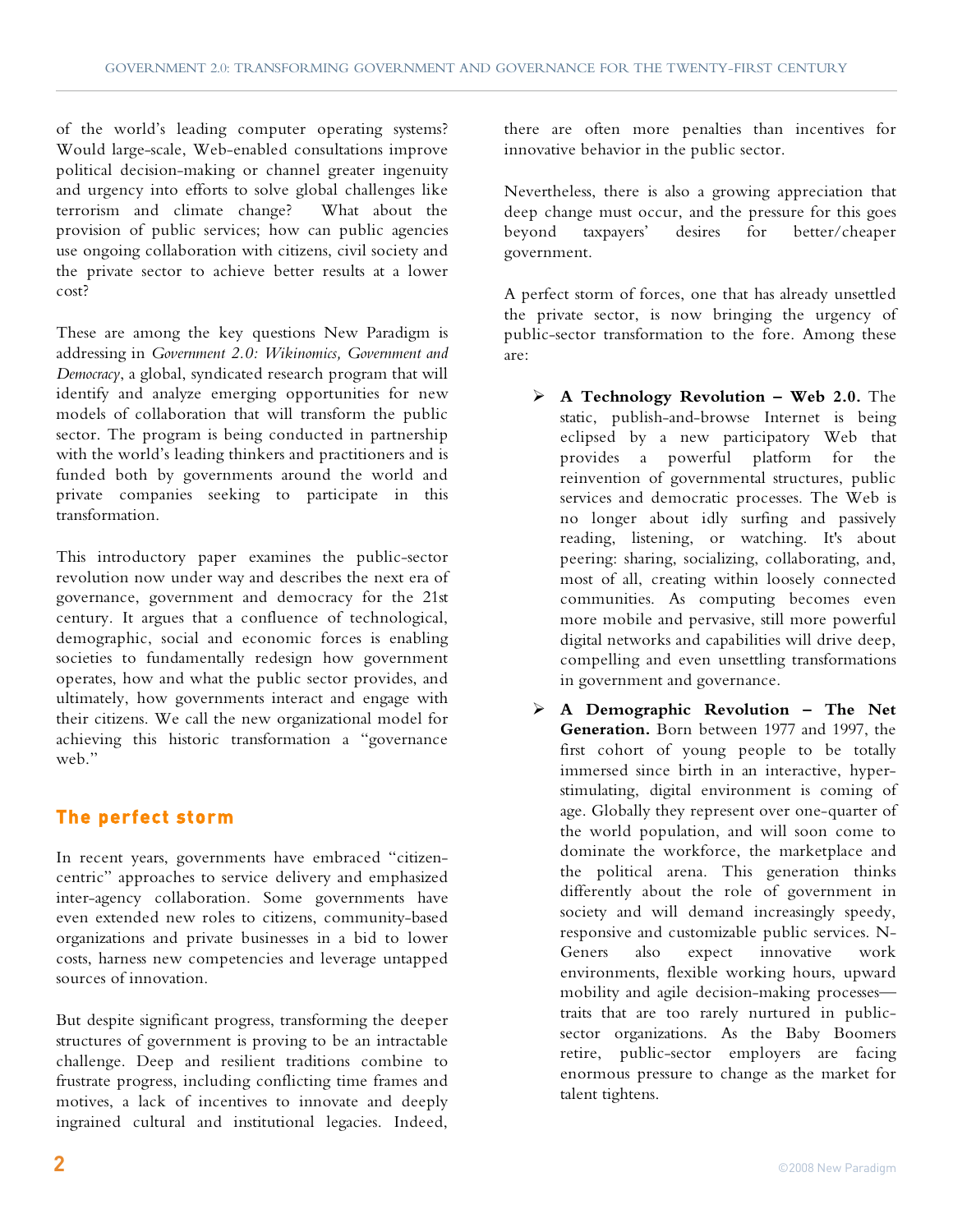of the world's leading computer operating systems? Would large-scale, Web-enabled consultations improve political decision-making or channel greater ingenuity and urgency into efforts to solve global challenges like terrorism and climate change? What about the provision of public services; how can public agencies use ongoing collaboration with citizens, civil society and the private sector to achieve better results at a lower cost?

These are among the key questions New Paradigm is addressing in *Government 2.0: Wikinomics, Government and Democracy*, a global, syndicated research program that will identify and analyze emerging opportunities for new models of collaboration that will transform the public sector. The program is being conducted in partnership with the world's leading thinkers and practitioners and is funded both by governments around the world and private companies seeking to participate in this transformation.

This introductory paper examines the public-sector revolution now under way and describes the next era of governance, government and democracy for the 21st century. It argues that a confluence of technological, demographic, social and economic forces is enabling societies to fundamentally redesign how government operates, how and what the public sector provides, and ultimately, how governments interact and engage with their citizens. We call the new organizational model for achieving this historic transformation a "governance web."

## The perfect storm

In recent years, governments have embraced "citizen-centric" approaches to service delivery and emphasized inter-agency collaboration. Some governments have even extended new roles to citizens, community-based organizations and private businesses in a bid to lower costs, harness new competencies and leverage untapped sources of innovation.

But despite significant progress, transforming the deeper structures of government is proving to be an intractable challenge. Deep and resilient traditions combine to frustrate progress, including conflicting time frames and motives, a lack of incentives to innovate and deeply ingrained cultural and institutional legacies. Indeed, there are often more penalties than incentives for innovative behavior in the public sector.

Nevertheless, there is also a growing appreciation that deep change must occur, and the pressure for this goes beyond taxpayers' desires for better/cheaper government.

A perfect storm of forces, one that has already unsettled the private sector, is now bringing the urgency of public-sector transformation to the fore. Among these are:

- **A Technology Revolution – Web 2.0.** The static, publish-and-browse Internet is being eclipsed by a new participatory Web that provides a powerful platform for the reinvention of governmental structures, public services and democratic processes. The Web is no longer about idly surfing and passively reading, listening, or watching. It's about peering: sharing, socializing, collaborating, and, most of all, creating within loosely connected communities. As computing becomes even more mobile and pervasive, still more powerful digital networks and capabilities will drive deep, compelling and even unsettling transformations in government and governance.
- **A Demographic Revolution – The Net Generation.** Born between 1977 and 1997, the first cohort of young people to be totally immersed since birth in an interactive, hyper-stimulating, digital environment is coming of age. Globally they represent over one-quarter of the world population, and will soon come to dominate the workforce, the marketplace and the political arena. This generation thinks differently about the role of government in society and will demand increasingly speedy, responsive and customizable public services. N-Geners also expect innovative work environments, flexible working hours, upward mobility and agile decision-making processes—traits that are too rarely nurtured in public-sector organizations. As the Baby Boomers retire, public-sector employers are facing enormous pressure to change as the market for talent tightens.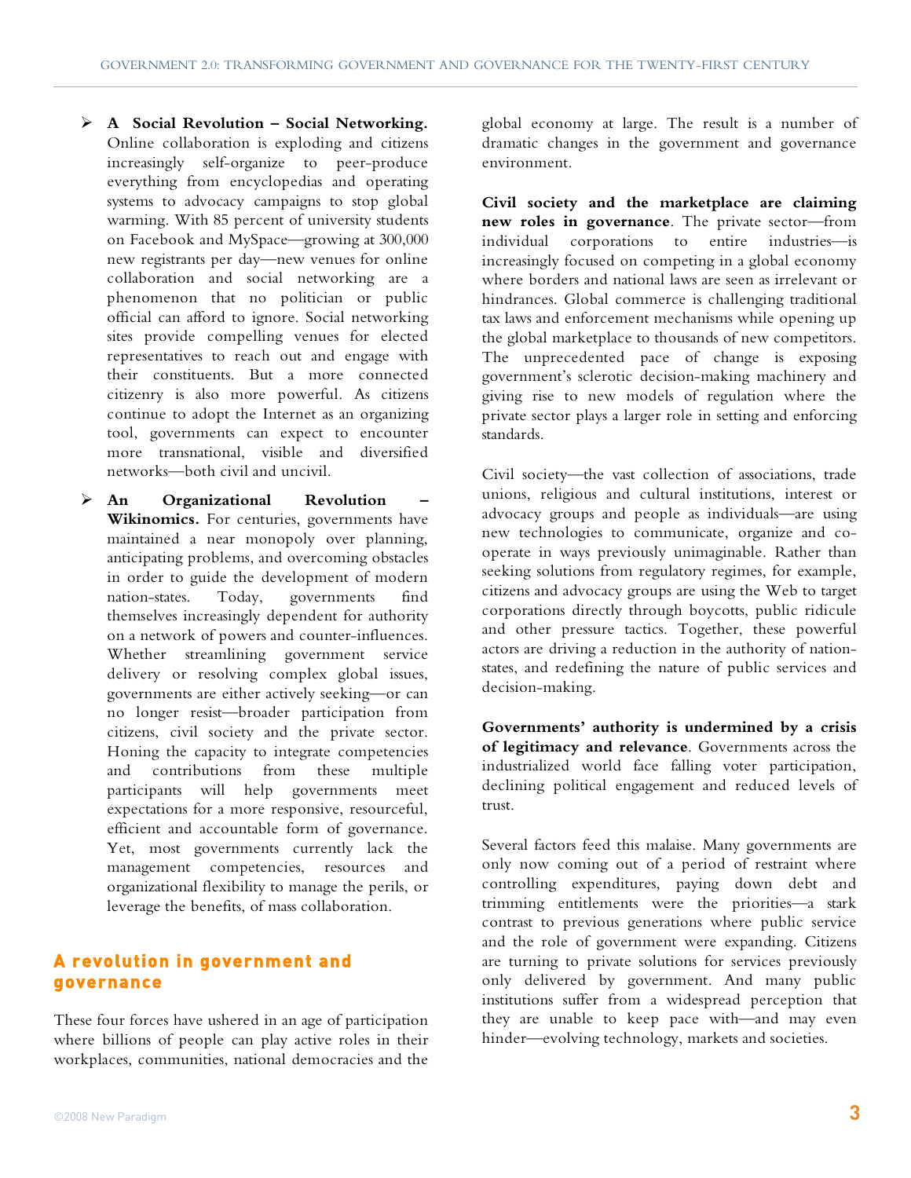- **A Social Revolution – Social Networking.** Online collaboration is exploding and citizens increasingly self-organize to peer-produce everything from encyclopedias and operating systems to advocacy campaigns to stop global warming. With 85 percent of university students on Facebook and MySpace—growing at 300,000 new registrants per day—new venues for online collaboration and social networking are a phenomenon that no politician or public official can afford to ignore. Social networking sites provide compelling venues for elected representatives to reach out and engage with their constituents. But a more connected citizenry is also more powerful. As citizens continue to adopt the Internet as an organizing tool, governments can expect to encounter more transnational, visible and diversified networks—both civil and uncivil.

- **An Organizational Revolution – Wikinomics.** For centuries, governments have maintained a near monopoly over planning, anticipating problems, and overcoming obstacles in order to guide the development of modern nation-states. Today, governments find themselves increasingly dependent for authority on a network of powers and counter-influences. Whether streamlining government service delivery or resolving complex global issues, governments are either actively seeking—or can no longer resist—broader participation from citizens, civil society and the private sector. Honing the capacity to integrate competencies and contributions from these multiple participants will help governments meet expectations for a more responsive, resourceful, efficient and accountable form of governance. Yet, most governments currently lack the management competencies, resources and organizational flexibility to manage the perils, or leverage the benefits, of mass collaboration.

## A revolution in government and governance

These four forces have ushered in an age of participation where billions of people can play active roles in their workplaces, communities, national democracies and the global economy at large. The result is a number of dramatic changes in the government and governance environment.

**Civil society and the marketplace are claiming new roles in governance**. The private sector—from individual corporations to entire industries—is increasingly focused on competing in a global economy where borders and national laws are seen as irrelevant or hindrances. Global commerce is challenging traditional tax laws and enforcement mechanisms while opening up the global marketplace to thousands of new competitors. The unprecedented pace of change is exposing government's sclerotic decision-making machinery and giving rise to new models of regulation where the private sector plays a larger role in setting and enforcing standards.

Civil society—the vast collection of associations, trade unions, religious and cultural institutions, interest or advocacy groups and people as individuals—are using new technologies to communicate, organize and co-operate in ways previously unimaginable. Rather than seeking solutions from regulatory regimes, for example, citizens and advocacy groups are using the Web to target corporations directly through boycotts, public ridicule and other pressure tactics. Together, these powerful actors are driving a reduction in the authority of nation-states, and redefining the nature of public services and decision-making.

**Governments' authority is undermined by a crisis of legitimacy and relevance**. Governments across the industrialized world face falling voter participation, declining political engagement and reduced levels of trust.

Several factors feed this malaise. Many governments are only now coming out of a period of restraint where controlling expenditures, paying down debt and trimming entitlements were the priorities—a stark contrast to previous generations where public service and the role of government were expanding. Citizens are turning to private solutions for services previously only delivered by government. And many public institutions suffer from a widespread perception that they are unable to keep pace with—and may even hinder—evolving technology, markets and societies.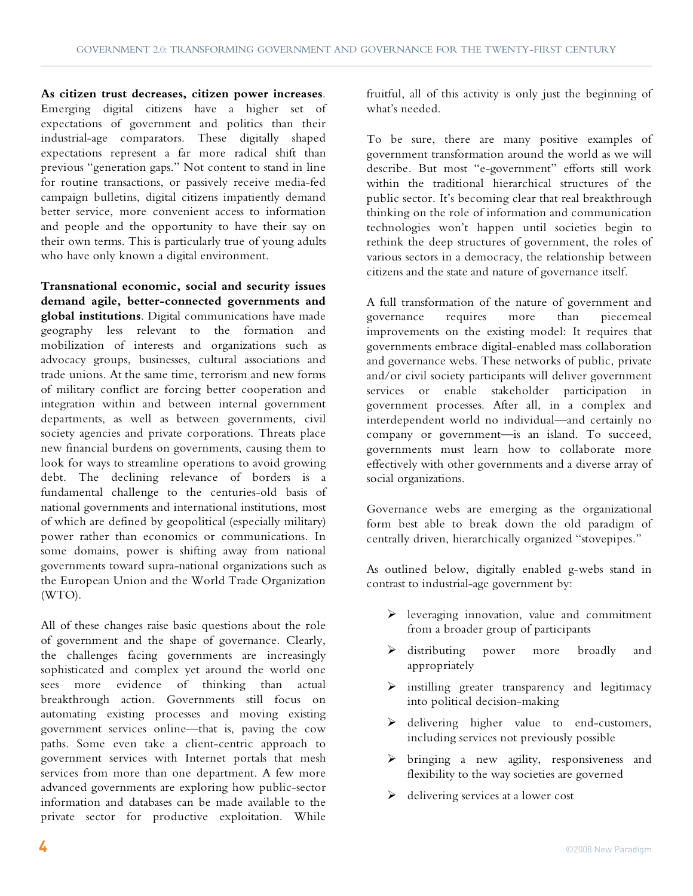**As citizen trust decreases, citizen power increases**. Emerging digital citizens have a higher set of expectations of government and politics than their industrial-age comparators. These digitally shaped expectations represent a far more radical shift than previous "generation gaps." Not content to stand in line for routine transactions, or passively receive media-fed campaign bulletins, digital citizens impatiently demand better service, more convenient access to information and people and the opportunity to have their say on their own terms. This is particularly true of young adults who have only known a digital environment.

**Transnational economic, social and security issues demand agile, better-connected governments and global institutions**. Digital communications have made geography less relevant to the formation and mobilization of interests and organizations such as advocacy groups, businesses, cultural associations and trade unions. At the same time, terrorism and new forms of military conflict are forcing better cooperation and integration within and between internal government departments, as well as between governments, civil society agencies and private corporations. Threats place new financial burdens on governments, causing them to look for ways to streamline operations to avoid growing debt. The declining relevance of borders is a fundamental challenge to the centuries-old basis of national governments and international institutions, most of which are defined by geopolitical (especially military) power rather than economics or communications. In some domains, power is shifting away from national governments toward supra-national organizations such as the European Union and the World Trade Organization (WTO).

All of these changes raise basic questions about the role of government and the shape of governance. Clearly, the challenges facing governments are increasingly sophisticated and complex yet around the world one sees more evidence of thinking than actual breakthrough action. Governments still focus on automating existing processes and moving existing government services online—that is, paving the cow paths. Some even take a client-centric approach to government services with Internet portals that mesh services from more than one department. A few more advanced governments are exploring how public-sector information and databases can be made available to the private sector for productive exploitation. While fruitful, all of this activity is only just the beginning of what's needed.

To be sure, there are many positive examples of government transformation around the world as we will describe. But most "e-government" efforts still work within the traditional hierarchical structures of the public sector. It's becoming clear that real breakthrough thinking on the role of information and communication technologies won't happen until societies begin to rethink the deep structures of government, the roles of various sectors in a democracy, the relationship between citizens and the state and nature of governance itself.

A full transformation of the nature of government and governance requires more than piecemeal improvements on the existing model: It requires that governments embrace digital-enabled mass collaboration and governance webs. These networks of public, private and/or civil society participants will deliver government services or enable stakeholder participation in government processes. After all, in a complex and interdependent world no individual—and certainly no company or government—is an island. To succeed, governments must learn how to collaborate more effectively with other governments and a diverse array of social organizations.

Governance webs are emerging as the organizational form best able to break down the old paradigm of centrally driven, hierarchically organized "stovepipes."

As outlined below, digitally enabled g-webs stand in contrast to industrial-age government by:

- leveraging innovation, value and commitment from a broader group of participants
- distributing power more broadly and appropriately
- instilling greater transparency and legitimacy into political decision-making
- delivering higher value to end-customers, including services not previously possible
- bringing a new agility, responsiveness and flexibility to the way societies are governed
- delivering services at a lower cost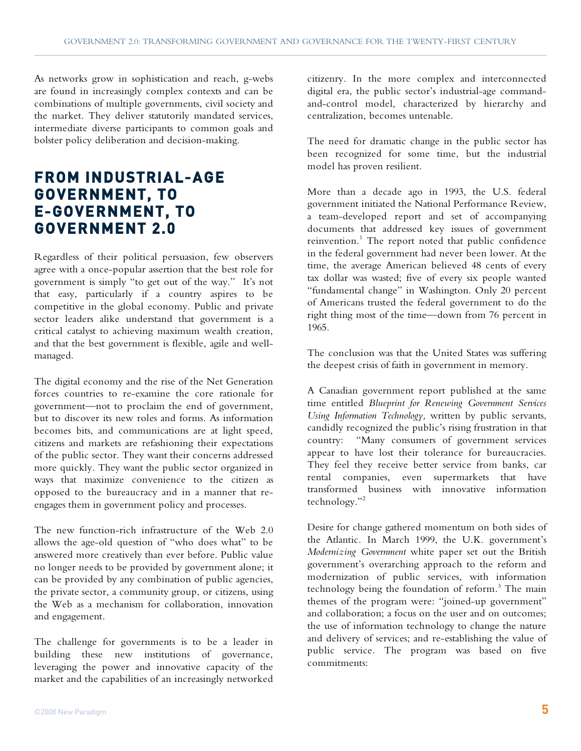As networks grow in sophistication and reach, g-webs are found in increasingly complex contexts and can be combinations of multiple governments, civil society and the market. They deliver statutorily mandated services, intermediate diverse participants to common goals and bolster policy deliberation and decision-making.

## FROM INDUSTRIAL-AGE GOVERNMENT, TO E-GOVERNMENT, TO GOVERNMENT 2.0

Regardless of their political persuasion, few observers agree with a once-popular assertion that the best role for government is simply "to get out of the way." It's not that easy, particularly if a country aspires to be competitive in the global economy. Public and private sector leaders alike understand that government is a critical catalyst to achieving maximum wealth creation, and that the best government is flexible, agile and well-managed.

The digital economy and the rise of the Net Generation forces countries to re-examine the core rationale for government—not to proclaim the end of government, but to discover its new roles and forms. As information becomes bits, and communications are at light speed, citizens and markets are refashioning their expectations of the public sector. They want their concerns addressed more quickly. They want the public sector organized in ways that maximize convenience to the citizen as opposed to the bureaucracy and in a manner that re-engages them in government policy and processes.

The new function-rich infrastructure of the Web 2.0 allows the age-old question of "who does what" to be answered more creatively than ever before. Public value no longer needs to be provided by government alone; it can be provided by any combination of public agencies, the private sector, a community group, or citizens, using the Web as a mechanism for collaboration, innovation and engagement.

The challenge for governments is to be a leader in building these new institutions of governance, leveraging the power and innovative capacity of the market and the capabilities of an increasingly networked citizenry. In the more complex and interconnected digital era, the public sector's industrial-age command-and-control model, characterized by hierarchy and centralization, becomes untenable.

The need for dramatic change in the public sector has been recognized for some time, but the industrial model has proven resilient.

More than a decade ago in 1993, the U.S. federal government initiated the National Performance Review, a team-developed report and set of accompanying documents that addressed key issues of government reinvention.[1] The report noted that public confidence in the federal government had never been lower. At the time, the average American believed 48 cents of every tax dollar was wasted; five of every six people wanted "fundamental change" in Washington. Only 20 percent of Americans trusted the federal government to do the right thing most of the time—down from 76 percent in 1965.

The conclusion was that the United States was suffering the deepest crisis of faith in government in memory.

A Canadian government report published at the same time entitled *Blueprint for Renewing Government Services Using Information Technology,* written by public servants, candidly recognized the public's rising frustration in that country: "Many consumers of government services appear to have lost their tolerance for bureaucracies. They feel they receive better service from banks, car rental companies, even supermarkets that have transformed business with innovative information technology."[2]

Desire for change gathered momentum on both sides of the Atlantic. In March 1999, the U.K. government's *Modernizing Government* white paper set out the British government's overarching approach to the reform and modernization of public services, with information technology being the foundation of reform.[3] The main themes of the program were: "joined-up government" and collaboration; a focus on the user and on outcomes; the use of information technology to change the nature and delivery of services; and re-establishing the value of public service. The program was based on five commitments: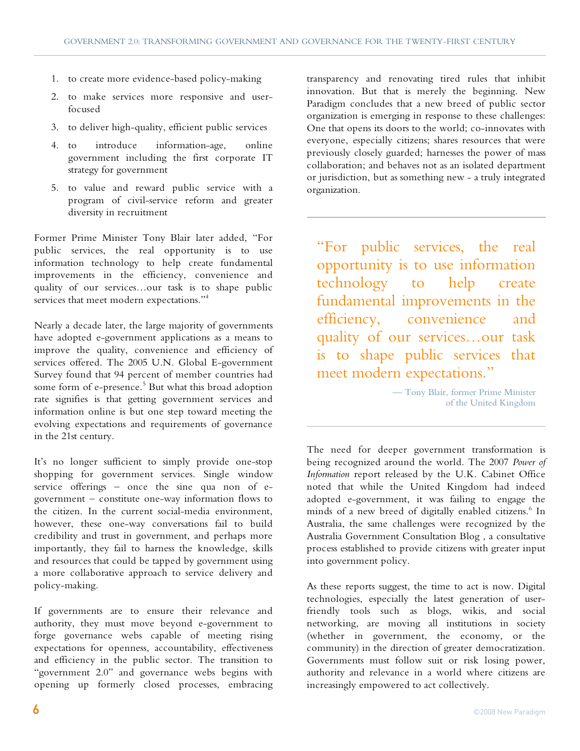1. to create more evidence-based policy-making
2. to make services more responsive and user-focused
3. to deliver high-quality, efficient public services
4. to introduce information-age, online government including the first corporate IT strategy for government
5. to value and reward public service with a program of civil-service reform and greater diversity in recruitment

Former Prime Minister Tony Blair later added, "For public services, the real opportunity is to use information technology to help create fundamental improvements in the efficiency, convenience and quality of our services…our task is to shape public services that meet modern expectations."[4]

Nearly a decade later, the large majority of governments have adopted e-government applications as a means to improve the quality, convenience and efficiency of services offered. The 2005 U.N. Global E-government Survey found that 94 percent of member countries had some form of e-presence.[5] But what this broad adoption rate signifies is that getting government services and information online is but one step toward meeting the evolving expectations and requirements of governance in the 21st century.

It's no longer sufficient to simply provide one-stop shopping for government services. Single window service offerings – once the sine qua non of e-government – constitute one-way information flows to the citizen. In the current social-media environment, however, these one-way conversations fail to build credibility and trust in government, and perhaps more importantly, they fail to harness the knowledge, skills and resources that could be tapped by government using a more collaborative approach to service delivery and policy-making.

If governments are to ensure their relevance and authority, they must move beyond e-government to forge governance webs capable of meeting rising expectations for openness, accountability, effectiveness and efficiency in the public sector. The transition to "government 2.0" and governance webs begins with opening up formerly closed processes, embracing transparency and renovating tired rules that inhibit innovation. But that is merely the beginning. New Paradigm concludes that a new breed of public sector organization is emerging in response to these challenges: One that opens its doors to the world; co-innovates with everyone, especially citizens; shares resources that were previously closely guarded; harnesses the power of mass collaboration; and behaves not as an isolated department or jurisdiction, but as something new - a truly integrated organization.

> "For public services, the real opportunity is to use information technology to help create fundamental improvements in the efficiency, convenience and quality of our services…our task is to shape public services that meet modern expectations."
>
> — Tony Blair, former Prime Minister of the United Kingdom

The need for deeper government transformation is being recognized around the world. The 2007 *Power of Information* report released by the U.K. Cabinet Office noted that while the United Kingdom had indeed adopted e-government, it was failing to engage the minds of a new breed of digitally enabled citizens.[6] In Australia, the same challenges were recognized by the Australia Government Consultation Blog , a consultative process established to provide citizens with greater input into government policy.

As these reports suggest, the time to act is now. Digital technologies, especially the latest generation of user-friendly tools such as blogs, wikis, and social networking, are moving all institutions in society (whether in government, the economy, or the community) in the direction of greater democratization. Governments must follow suit or risk losing power, authority and relevance in a world where citizens are increasingly empowered to act collectively.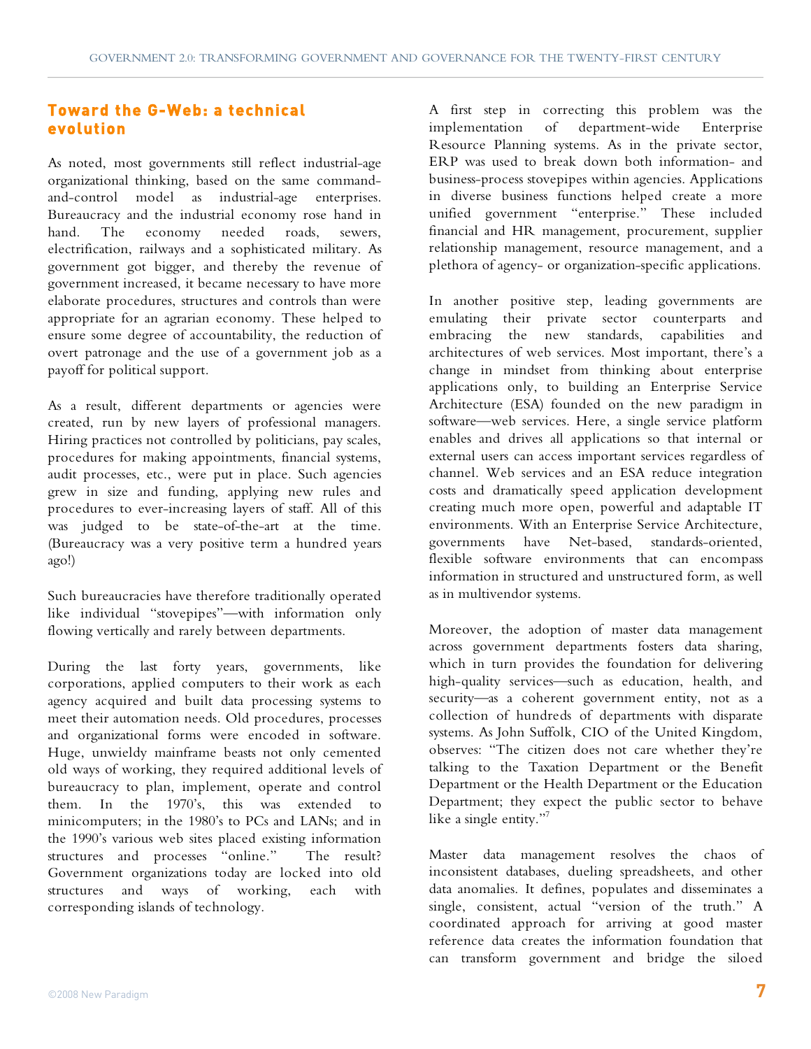## Toward the G-Web: a technical evolution

As noted, most governments still reflect industrial-age organizational thinking, based on the same command-and-control model as industrial-age enterprises. Bureaucracy and the industrial economy rose hand in hand. The economy needed roads, sewers, electrification, railways and a sophisticated military. As government got bigger, and thereby the revenue of government increased, it became necessary to have more elaborate procedures, structures and controls than were appropriate for an agrarian economy. These helped to ensure some degree of accountability, the reduction of overt patronage and the use of a government job as a payoff for political support.

As a result, different departments or agencies were created, run by new layers of professional managers. Hiring practices not controlled by politicians, pay scales, procedures for making appointments, financial systems, audit processes, etc., were put in place. Such agencies grew in size and funding, applying new rules and procedures to ever-increasing layers of staff. All of this was judged to be state-of-the-art at the time. (Bureaucracy was a very positive term a hundred years ago!)

Such bureaucracies have therefore traditionally operated like individual "stovepipes"—with information only flowing vertically and rarely between departments.

During the last forty years, governments, like corporations, applied computers to their work as each agency acquired and built data processing systems to meet their automation needs. Old procedures, processes and organizational forms were encoded in software. Huge, unwieldy mainframe beasts not only cemented old ways of working, they required additional levels of bureaucracy to plan, implement, operate and control them. In the 1970's, this was extended to minicomputers; in the 1980's to PCs and LANs; and in the 1990's various web sites placed existing information structures and processes "online." The result? Government organizations today are locked into old structures and ways of working, each with corresponding islands of technology.

A first step in correcting this problem was the implementation of department-wide Enterprise Resource Planning systems. As in the private sector, ERP was used to break down both information- and business-process stovepipes within agencies. Applications in diverse business functions helped create a more unified government "enterprise." These included financial and HR management, procurement, supplier relationship management, resource management, and a plethora of agency- or organization-specific applications.

In another positive step, leading governments are emulating their private sector counterparts and embracing the new standards, capabilities and architectures of web services. Most important, there's a change in mindset from thinking about enterprise applications only, to building an Enterprise Service Architecture (ESA) founded on the new paradigm in software—web services. Here, a single service platform enables and drives all applications so that internal or external users can access important services regardless of channel. Web services and an ESA reduce integration costs and dramatically speed application development creating much more open, powerful and adaptable IT environments. With an Enterprise Service Architecture, governments have Net-based, standards-oriented, flexible software environments that can encompass information in structured and unstructured form, as well as in multivendor systems.

Moreover, the adoption of master data management across government departments fosters data sharing, which in turn provides the foundation for delivering high-quality services—such as education, health, and security—as a coherent government entity, not as a collection of hundreds of departments with disparate systems. As John Suffolk, CIO of the United Kingdom, observes: "The citizen does not care whether they're talking to the Taxation Department or the Benefit Department or the Health Department or the Education Department; they expect the public sector to behave like a single entity."[7]

Master data management resolves the chaos of inconsistent databases, dueling spreadsheets, and other data anomalies. It defines, populates and disseminates a single, consistent, actual "version of the truth." A coordinated approach for arriving at good master reference data creates the information foundation that can transform government and bridge the siloed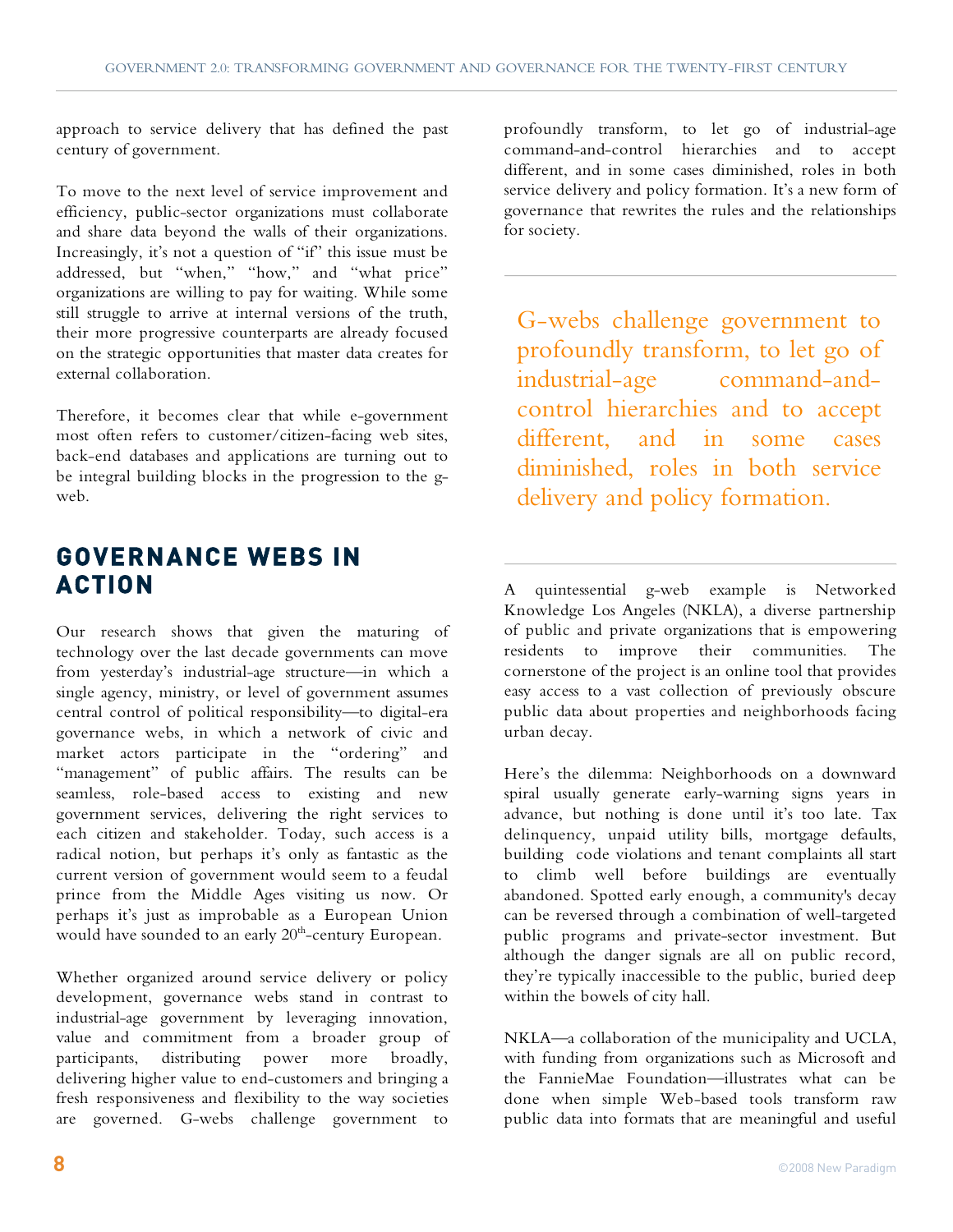approach to service delivery that has defined the past century of government.

To move to the next level of service improvement and efficiency, public-sector organizations must collaborate and share data beyond the walls of their organizations. Increasingly, it's not a question of "if" this issue must be addressed, but "when," "how," and "what price" organizations are willing to pay for waiting. While some still struggle to arrive at internal versions of the truth, their more progressive counterparts are already focused on the strategic opportunities that master data creates for external collaboration.

Therefore, it becomes clear that while e-government most often refers to customer/citizen-facing web sites, back-end databases and applications are turning out to be integral building blocks in the progression to the g-web.

## GOVERNANCE WEBS IN ACTION

Our research shows that given the maturing of technology over the last decade governments can move from yesterday's industrial-age structure—in which a single agency, ministry, or level of government assumes central control of political responsibility—to digital-era governance webs, in which a network of civic and market actors participate in the "ordering" and "management" of public affairs. The results can be seamless, role-based access to existing and new government services, delivering the right services to each citizen and stakeholder. Today, such access is a radical notion, but perhaps it's only as fantastic as the current version of government would seem to a feudal prince from the Middle Ages visiting us now. Or perhaps it's just as improbable as a European Union would have sounded to an early 20th-century European.

Whether organized around service delivery or policy development, governance webs stand in contrast to industrial-age government by leveraging innovation, value and commitment from a broader group of participants, distributing power more broadly, delivering higher value to end-customers and bringing a fresh responsiveness and flexibility to the way societies are governed. G-webs challenge government to profoundly transform, to let go of industrial-age command-and-control hierarchies and to accept different, and in some cases diminished, roles in both service delivery and policy formation. It's a new form of governance that rewrites the rules and the relationships for society.

> G-webs challenge government to profoundly transform, to let go of industrial-age command-and-control hierarchies and to accept different, and in some cases diminished, roles in both service delivery and policy formation.

A quintessential g-web example is Networked Knowledge Los Angeles (NKLA), a diverse partnership of public and private organizations that is empowering residents to improve their communities. The cornerstone of the project is an online tool that provides easy access to a vast collection of previously obscure public data about properties and neighborhoods facing urban decay.

Here's the dilemma: Neighborhoods on a downward spiral usually generate early-warning signs years in advance, but nothing is done until it's too late. Tax delinquency, unpaid utility bills, mortgage defaults, building code violations and tenant complaints all start to climb well before buildings are eventually abandoned. Spotted early enough, a community's decay can be reversed through a combination of well-targeted public programs and private-sector investment. But although the danger signals are all on public record, they're typically inaccessible to the public, buried deep within the bowels of city hall.

NKLA—a collaboration of the municipality and UCLA, with funding from organizations such as Microsoft and the FannieMae Foundation—illustrates what can be done when simple Web-based tools transform raw public data into formats that are meaningful and useful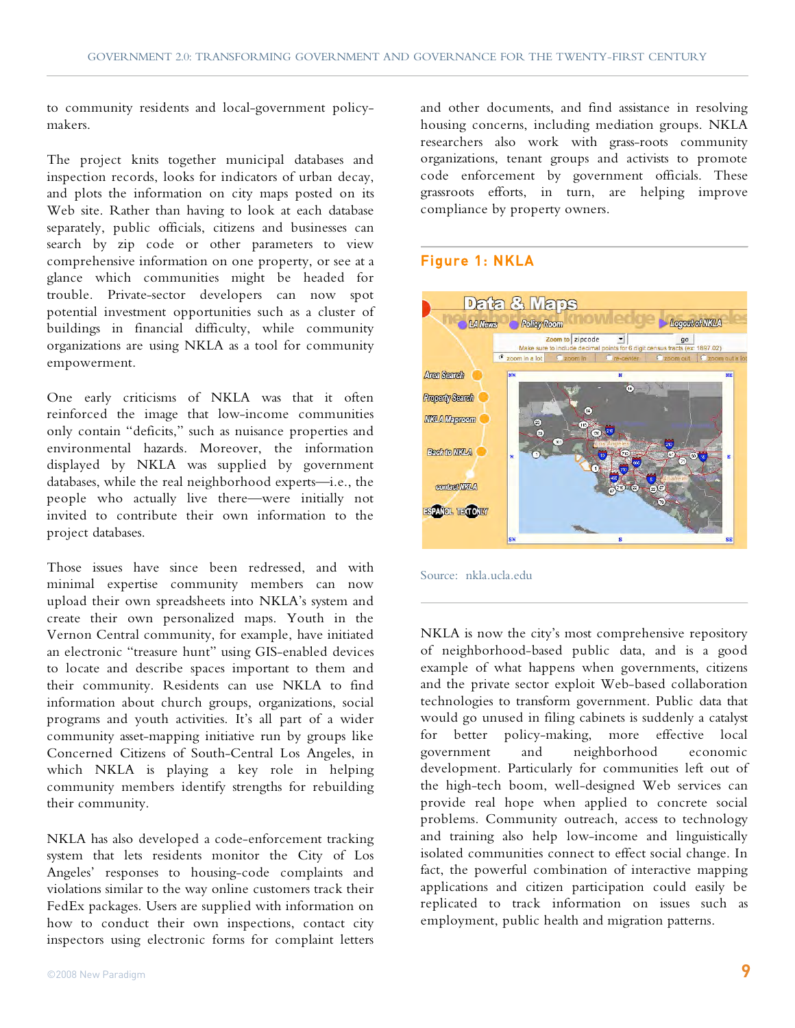to community residents and local-government policy-makers.

The project knits together municipal databases and inspection records, looks for indicators of urban decay, and plots the information on city maps posted on its Web site. Rather than having to look at each database separately, public officials, citizens and businesses can search by zip code or other parameters to view comprehensive information on one property, or see at a glance which communities might be headed for trouble. Private-sector developers can now spot potential investment opportunities such as a cluster of buildings in financial difficulty, while community organizations are using NKLA as a tool for community empowerment.

One early criticisms of NKLA was that it often reinforced the image that low-income communities only contain "deficits," such as nuisance properties and environmental hazards. Moreover, the information displayed by NKLA was supplied by government databases, while the real neighborhood experts—i.e., the people who actually live there—were initially not invited to contribute their own information to the project databases.

Those issues have since been redressed, and with minimal expertise community members can now upload their own spreadsheets into NKLA's system and create their own personalized maps. Youth in the Vernon Central community, for example, have initiated an electronic "treasure hunt" using GIS-enabled devices to locate and describe spaces important to them and their community. Residents can use NKLA to find information about church groups, organizations, social programs and youth activities. It's all part of a wider community asset-mapping initiative run by groups like Concerned Citizens of South-Central Los Angeles, in which NKLA is playing a key role in helping community members identify strengths for rebuilding their community.

NKLA has also developed a code-enforcement tracking system that lets residents monitor the City of Los Angeles' responses to housing-code complaints and violations similar to the way online customers track their FedEx packages. Users are supplied with information on how to conduct their own inspections, contact city inspectors using electronic forms for complaint letters and other documents, and find assistance in resolving housing concerns, including mediation groups. NKLA researchers also work with grass-roots community organizations, tenant groups and activists to promote code enforcement by government officials. These grassroots efforts, in turn, are helping improve compliance by property owners.

## Figure 1: NKLA

Source: nkla.ucla.edu

NKLA is now the city's most comprehensive repository of neighborhood-based public data, and is a good example of what happens when governments, citizens and the private sector exploit Web-based collaboration technologies to transform government. Public data that would go unused in filing cabinets is suddenly a catalyst for better policy-making, more effective local government and neighborhood economic development. Particularly for communities left out of the high-tech boom, well-designed Web services can provide real hope when applied to concrete social problems. Community outreach, access to technology and training also help low-income and linguistically isolated communities connect to effect social change. In fact, the powerful combination of interactive mapping applications and citizen participation could easily be replicated to track information on issues such as employment, public health and migration patterns.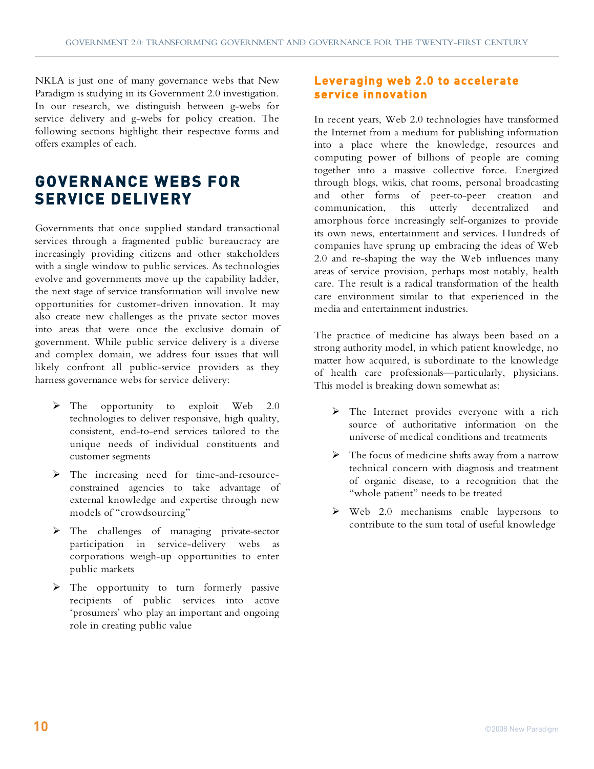NKLA is just one of many governance webs that New Paradigm is studying in its Government 2.0 investigation. In our research, we distinguish between g-webs for service delivery and g-webs for policy creation. The following sections highlight their respective forms and offers examples of each.

## GOVERNANCE WEBS FOR SERVICE DELIVERY

Governments that once supplied standard transactional services through a fragmented public bureaucracy are increasingly providing citizens and other stakeholders with a single window to public services. As technologies evolve and governments move up the capability ladder, the next stage of service transformation will involve new opportunities for customer-driven innovation. It may also create new challenges as the private sector moves into areas that were once the exclusive domain of government. While public service delivery is a diverse and complex domain, we address four issues that will likely confront all public-service providers as they harness governance webs for service delivery:

- The opportunity to exploit Web 2.0 technologies to deliver responsive, high quality, consistent, end-to-end services tailored to the unique needs of individual constituents and customer segments
- The increasing need for time-and-resource-constrained agencies to take advantage of external knowledge and expertise through new models of "crowdsourcing"
- The challenges of managing private-sector participation in service-delivery webs as corporations weigh-up opportunities to enter public markets
- The opportunity to turn formerly passive recipients of public services into active 'prosumers' who play an important and ongoing role in creating public value

### Leveraging web 2.0 to accelerate service innovation

In recent years, Web 2.0 technologies have transformed the Internet from a medium for publishing information into a place where the knowledge, resources and computing power of billions of people are coming together into a massive collective force. Energized through blogs, wikis, chat rooms, personal broadcasting and other forms of peer-to-peer creation and communication, this utterly decentralized and amorphous force increasingly self-organizes to provide its own news, entertainment and services. Hundreds of companies have sprung up embracing the ideas of Web 2.0 and re-shaping the way the Web influences many areas of service provision, perhaps most notably, health care. The result is a radical transformation of the health care environment similar to that experienced in the media and entertainment industries.

The practice of medicine has always been based on a strong authority model, in which patient knowledge, no matter how acquired, is subordinate to the knowledge of health care professionals—particularly, physicians. This model is breaking down somewhat as:

- The Internet provides everyone with a rich source of authoritative information on the universe of medical conditions and treatments
- The focus of medicine shifts away from a narrow technical concern with diagnosis and treatment of organic disease, to a recognition that the "whole patient" needs to be treated
- Web 2.0 mechanisms enable laypersons to contribute to the sum total of useful knowledge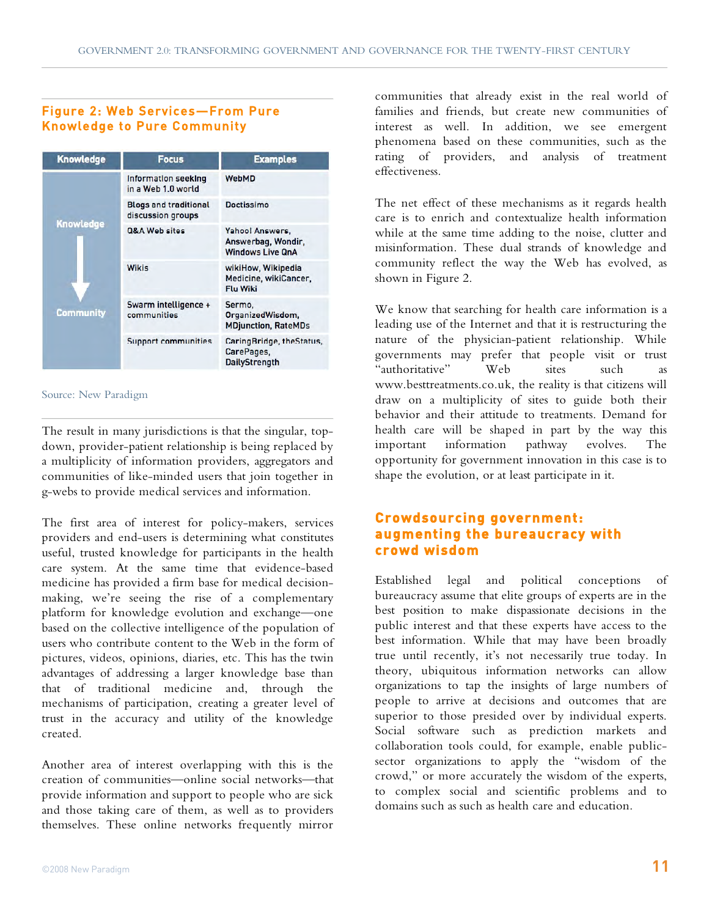### Figure 2: Web Services—From Pure Knowledge to Pure Community

| Knowledge | Focus | Examples |
|---|---|---|
| Knowledge | Information seeking in a Web 1.0 world | WebMD |
| | Blogs and traditional discussion groups | Doctissimo |
| | Q&A Web sites | Yahoo! Answers, Answerbag, Wondir, Windows Live QnA |
| | Wikis | wikiHow, Wikipedia Medicine, wikiCancer, Flu Wiki |
| Community | Swarm intelligence + communities | Sermo, OrganizedWisdom, MDjunction, RateMDs |
| | Support communities | CaringBridge, theStatus, CarePages, DailyStrength |

Source: New Paradigm

The result in many jurisdictions is that the singular, top-down, provider-patient relationship is being replaced by a multiplicity of information providers, aggregators and communities of like-minded users that join together in g-webs to provide medical services and information.

The first area of interest for policy-makers, services providers and end-users is determining what constitutes useful, trusted knowledge for participants in the health care system. At the same time that evidence-based medicine has provided a firm base for medical decision-making, we're seeing the rise of a complementary platform for knowledge evolution and exchange—one based on the collective intelligence of the population of users who contribute content to the Web in the form of pictures, videos, opinions, diaries, etc. This has the twin advantages of addressing a larger knowledge base than that of traditional medicine and, through the mechanisms of participation, creating a greater level of trust in the accuracy and utility of the knowledge created.

Another area of interest overlapping with this is the creation of communities—online social networks—that provide information and support to people who are sick and those taking care of them, as well as to providers themselves. These online networks frequently mirror communities that already exist in the real world of families and friends, but create new communities of interest as well. In addition, we see emergent phenomena based on these communities, such as the rating of providers, and analysis of treatment effectiveness.

The net effect of these mechanisms as it regards health care is to enrich and contextualize health information while at the same time adding to the noise, clutter and misinformation. These dual strands of knowledge and community reflect the way the Web has evolved, as shown in Figure 2.

We know that searching for health care information is a leading use of the Internet and that it is restructuring the nature of the physician-patient relationship. While governments may prefer that people visit or trust "authoritative" Web sites such as www.besttreatments.co.uk, the reality is that citizens will draw on a multiplicity of sites to guide both their behavior and their attitude to treatments. Demand for health care will be shaped in part by the way this important information pathway evolves. The opportunity for government innovation in this case is to shape the evolution, or at least participate in it.

## Crowdsourcing government: augmenting the bureaucracy with crowd wisdom

Established legal and political conceptions of bureaucracy assume that elite groups of experts are in the best position to make dispassionate decisions in the public interest and that these experts have access to the best information. While that may have been broadly true until recently, it's not necessarily true today. In theory, ubiquitous information networks can allow organizations to tap the insights of large numbers of people to arrive at decisions and outcomes that are superior to those presided over by individual experts. Social software such as prediction markets and collaboration tools could, for example, enable public-sector organizations to apply the "wisdom of the crowd," or more accurately the wisdom of the experts, to complex social and scientific problems and to domains such as such as health care and education.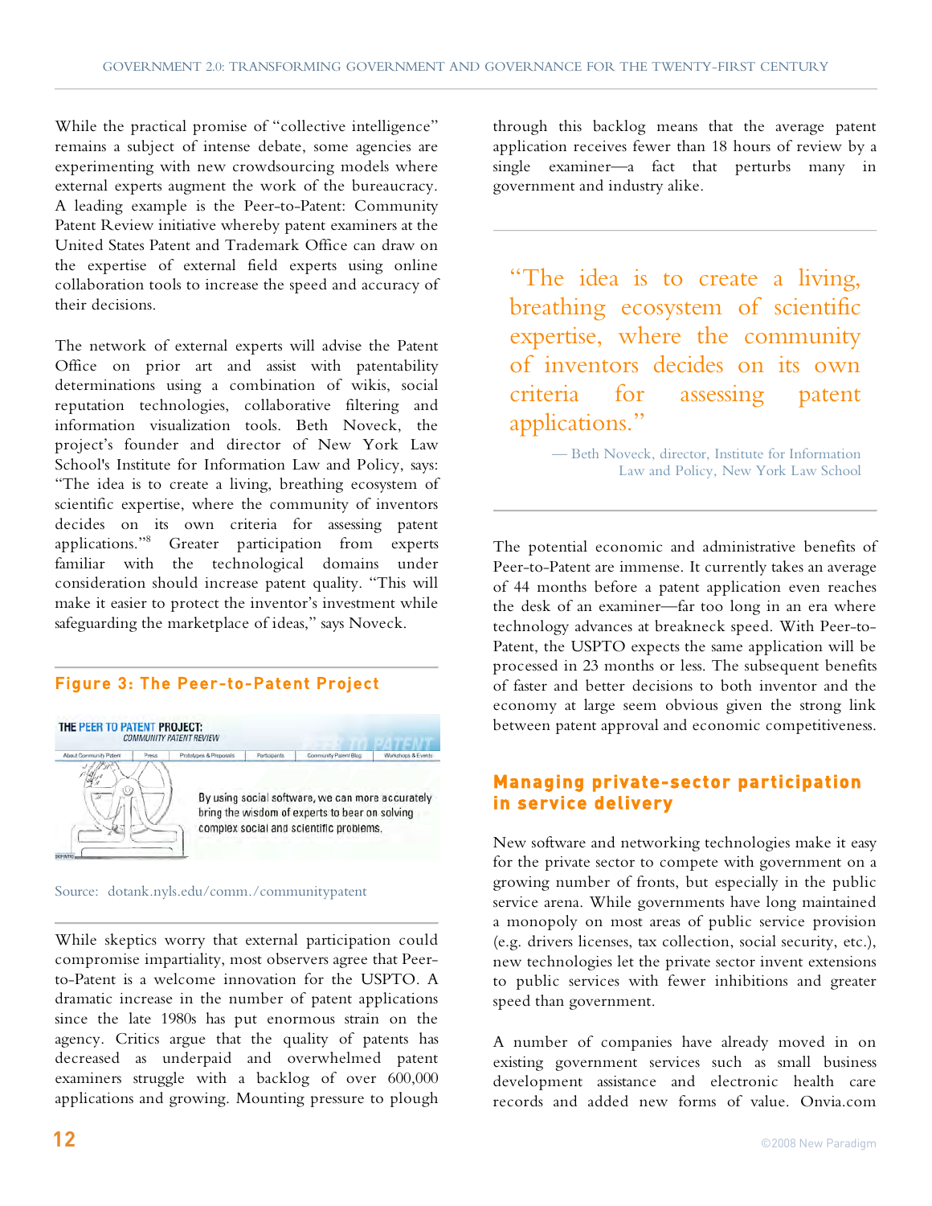While the practical promise of "collective intelligence" remains a subject of intense debate, some agencies are experimenting with new crowdsourcing models where external experts augment the work of the bureaucracy. A leading example is the Peer-to-Patent: Community Patent Review initiative whereby patent examiners at the United States Patent and Trademark Office can draw on the expertise of external field experts using online collaboration tools to increase the speed and accuracy of their decisions.

The network of external experts will advise the Patent Office on prior art and assist with patentability determinations using a combination of wikis, social reputation technologies, collaborative filtering and information visualization tools. Beth Noveck, the project's founder and director of New York Law School's Institute for Information Law and Policy, says: "The idea is to create a living, breathing ecosystem of scientific expertise, where the community of inventors decides on its own criteria for assessing patent applications."[8] Greater participation from experts familiar with the technological domains under consideration should increase patent quality. "This will make it easier to protect the inventor's investment while safeguarding the marketplace of ideas," says Noveck.

**Figure 3: The Peer-to-Patent Project**

Source: dotank.nyls.edu/comm./communitypatent

While skeptics worry that external participation could compromise impartiality, most observers agree that Peer-to-Patent is a welcome innovation for the USPTO. A dramatic increase in the number of patent applications since the late 1980s has put enormous strain on the agency. Critics argue that the quality of patents has decreased as underpaid and overwhelmed patent examiners struggle with a backlog of over 600,000 applications and growing. Mounting pressure to plough through this backlog means that the average patent application receives fewer than 18 hours of review by a single examiner—a fact that perturbs many in government and industry alike.

> "The idea is to create a living, breathing ecosystem of scientific expertise, where the community of inventors decides on its own criteria for assessing patent applications."
>
> — Beth Noveck, director, Institute for Information Law and Policy, New York Law School

The potential economic and administrative benefits of Peer-to-Patent are immense. It currently takes an average of 44 months before a patent application even reaches the desk of an examiner—far too long in an era where technology advances at breakneck speed. With Peer-to-Patent, the USPTO expects the same application will be processed in 23 months or less. The subsequent benefits of faster and better decisions to both inventor and the economy at large seem obvious given the strong link between patent approval and economic competitiveness.

## Managing private-sector participation in service delivery

New software and networking technologies make it easy for the private sector to compete with government on a growing number of fronts, but especially in the public service arena. While governments have long maintained a monopoly on most areas of public service provision (e.g. drivers licenses, tax collection, social security, etc.), new technologies let the private sector invent extensions to public services with fewer inhibitions and greater speed than government.

A number of companies have already moved in on existing government services such as small business development assistance and electronic health care records and added new forms of value. Onvia.com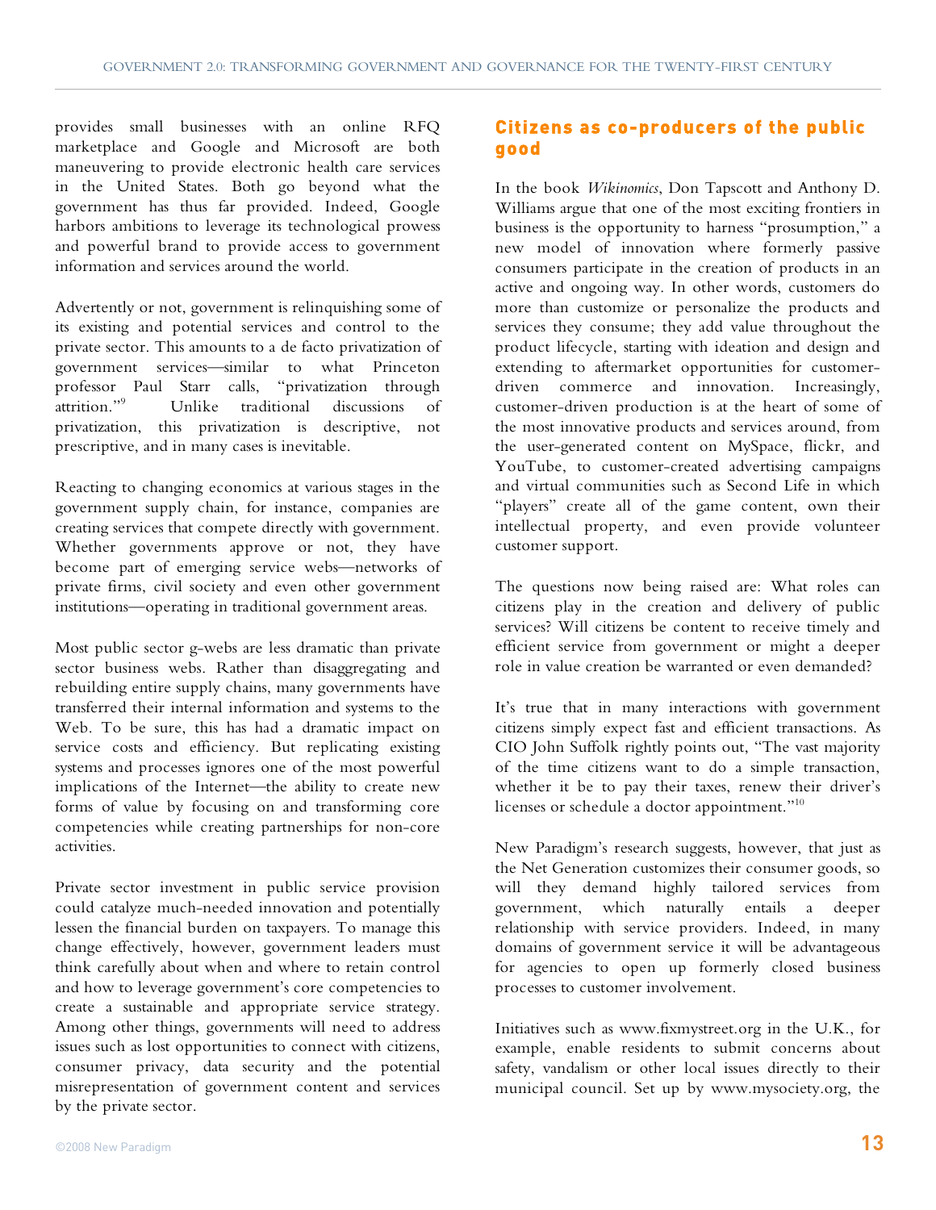provides small businesses with an online RFQ marketplace and Google and Microsoft are both maneuvering to provide electronic health care services in the United States. Both go beyond what the government has thus far provided. Indeed, Google harbors ambitions to leverage its technological prowess and powerful brand to provide access to government information and services around the world.

Advertently or not, government is relinquishing some of its existing and potential services and control to the private sector. This amounts to a de facto privatization of government services—similar to what Princeton professor Paul Starr calls, "privatization through attrition."[9] Unlike traditional discussions of privatization, this privatization is descriptive, not prescriptive, and in many cases is inevitable.

Reacting to changing economics at various stages in the government supply chain, for instance, companies are creating services that compete directly with government. Whether governments approve or not, they have become part of emerging service webs—networks of private firms, civil society and even other government institutions—operating in traditional government areas.

Most public sector g-webs are less dramatic than private sector business webs. Rather than disaggregating and rebuilding entire supply chains, many governments have transferred their internal information and systems to the Web. To be sure, this has had a dramatic impact on service costs and efficiency. But replicating existing systems and processes ignores one of the most powerful implications of the Internet—the ability to create new forms of value by focusing on and transforming core competencies while creating partnerships for non-core activities.

Private sector investment in public service provision could catalyze much-needed innovation and potentially lessen the financial burden on taxpayers. To manage this change effectively, however, government leaders must think carefully about when and where to retain control and how to leverage government's core competencies to create a sustainable and appropriate service strategy. Among other things, governments will need to address issues such as lost opportunities to connect with citizens, consumer privacy, data security and the potential misrepresentation of government content and services by the private sector.

## Citizens as co-producers of the public good

In the book *Wikinomics*, Don Tapscott and Anthony D. Williams argue that one of the most exciting frontiers in business is the opportunity to harness "prosumption," a new model of innovation where formerly passive consumers participate in the creation of products in an active and ongoing way. In other words, customers do more than customize or personalize the products and services they consume; they add value throughout the product lifecycle, starting with ideation and design and extending to aftermarket opportunities for customer-driven commerce and innovation. Increasingly, customer-driven production is at the heart of some of the most innovative products and services around, from the user-generated content on MySpace, flickr, and YouTube, to customer-created advertising campaigns and virtual communities such as Second Life in which "players" create all of the game content, own their intellectual property, and even provide volunteer customer support.

The questions now being raised are: What roles can citizens play in the creation and delivery of public services? Will citizens be content to receive timely and efficient service from government or might a deeper role in value creation be warranted or even demanded?

It's true that in many interactions with government citizens simply expect fast and efficient transactions. As CIO John Suffolk rightly points out, "The vast majority of the time citizens want to do a simple transaction, whether it be to pay their taxes, renew their driver's licenses or schedule a doctor appointment."[10]

New Paradigm's research suggests, however, that just as the Net Generation customizes their consumer goods, so will they demand highly tailored services from government, which naturally entails a deeper relationship with service providers. Indeed, in many domains of government service it will be advantageous for agencies to open up formerly closed business processes to customer involvement.

Initiatives such as www.fixmystreet.org in the U.K., for example, enable residents to submit concerns about safety, vandalism or other local issues directly to their municipal council. Set up by www.mysociety.org, the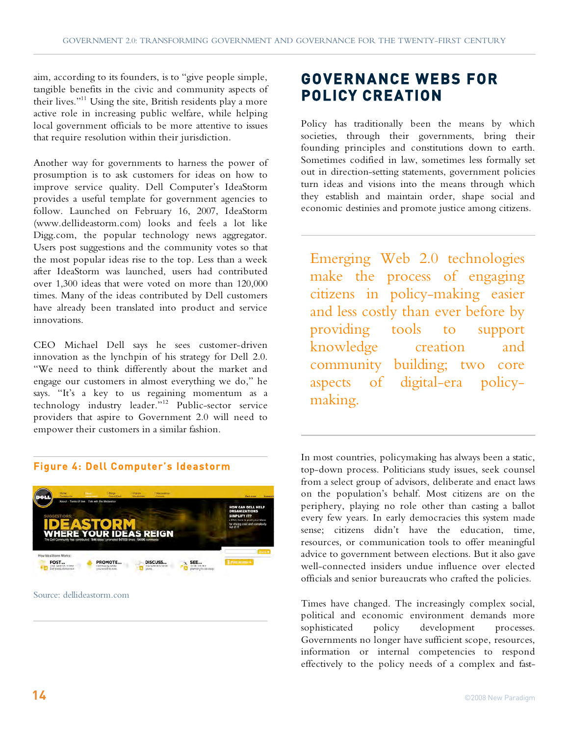aim, according to its founders, is to "give people simple, tangible benefits in the civic and community aspects of their lives."[11] Using the site, British residents play a more active role in increasing public welfare, while helping local government officials to be more attentive to issues that require resolution within their jurisdiction.

Another way for governments to harness the power of prosumption is to ask customers for ideas on how to improve service quality. Dell Computer's IdeaStorm provides a useful template for government agencies to follow. Launched on February 16, 2007, IdeaStorm (www.dellideastorm.com) looks and feels a lot like Digg.com, the popular technology news aggregator. Users post suggestions and the community votes so that the most popular ideas rise to the top. Less than a week after IdeaStorm was launched, users had contributed over 1,300 ideas that were voted on more than 120,000 times. Many of the ideas contributed by Dell customers have already been translated into product and service innovations.

CEO Michael Dell says he sees customer-driven innovation as the lynchpin of his strategy for Dell 2.0. "We need to think differently about the market and engage our customers in almost everything we do," he says. "It's a key to us regaining momentum as a technology industry leader."[12] Public-sector service providers that aspire to Government 2.0 will need to empower their customers in a similar fashion.

**Figure 4: Dell Computer's Ideastorm**

Source: dellideastorm.com

## GOVERNANCE WEBS FOR POLICY CREATION

Policy has traditionally been the means by which societies, through their governments, bring their founding principles and constitutions down to earth. Sometimes codified in law, sometimes less formally set out in direction-setting statements, government policies turn ideas and visions into the means through which they establish and maintain order, shape social and economic destinies and promote justice among citizens.

> Emerging Web 2.0 technologies make the process of engaging citizens in policy-making easier and less costly than ever before by providing tools to support knowledge creation and community building; two core aspects of digital-era policy-making.

In most countries, policymaking has always been a static, top-down process. Politicians study issues, seek counsel from a select group of advisors, deliberate and enact laws on the population's behalf. Most citizens are on the periphery, playing no role other than casting a ballot every few years. In early democracies this system made sense; citizens didn't have the education, time, resources, or communication tools to offer meaningful advice to government between elections. But it also gave well-connected insiders undue influence over elected officials and senior bureaucrats who crafted the policies.

Times have changed. The increasingly complex social, political and economic environment demands more sophisticated policy development processes. Governments no longer have sufficient scope, resources, information or internal competencies to respond effectively to the policy needs of a complex and fast-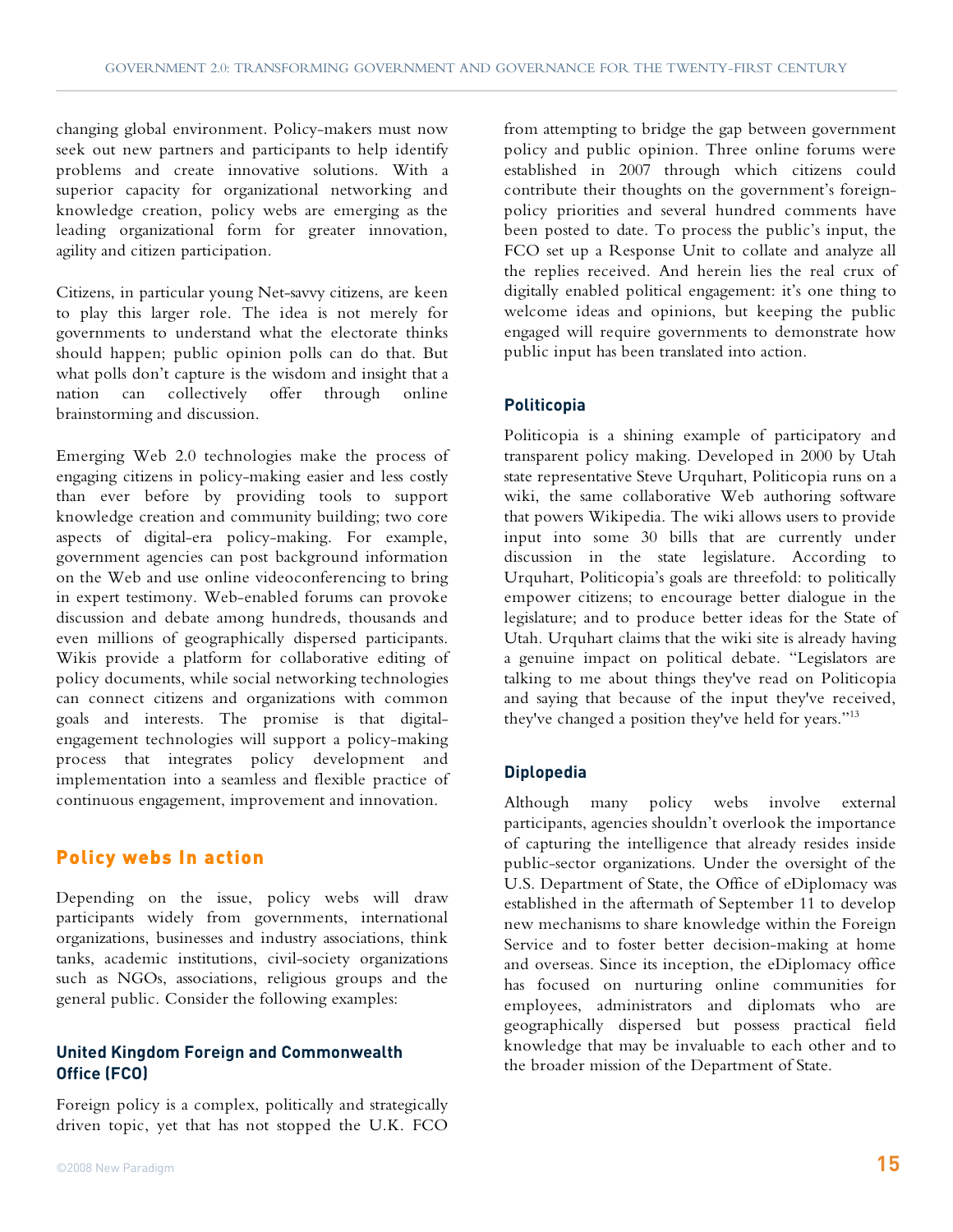changing global environment. Policy-makers must now seek out new partners and participants to help identify problems and create innovative solutions. With a superior capacity for organizational networking and knowledge creation, policy webs are emerging as the leading organizational form for greater innovation, agility and citizen participation.

Citizens, in particular young Net-savvy citizens, are keen to play this larger role. The idea is not merely for governments to understand what the electorate thinks should happen; public opinion polls can do that. But what polls don't capture is the wisdom and insight that a nation can collectively offer through online brainstorming and discussion.

Emerging Web 2.0 technologies make the process of engaging citizens in policy-making easier and less costly than ever before by providing tools to support knowledge creation and community building; two core aspects of digital-era policy-making. For example, government agencies can post background information on the Web and use online videoconferencing to bring in expert testimony. Web-enabled forums can provoke discussion and debate among hundreds, thousands and even millions of geographically dispersed participants. Wikis provide a platform for collaborative editing of policy documents, while social networking technologies can connect citizens and organizations with common goals and interests. The promise is that digital-engagement technologies will support a policy-making process that integrates policy development and implementation into a seamless and flexible practice of continuous engagement, improvement and innovation.

## Policy webs In action

Depending on the issue, policy webs will draw participants widely from governments, international organizations, businesses and industry associations, think tanks, academic institutions, civil-society organizations such as NGOs, associations, religious groups and the general public. Consider the following examples:

### United Kingdom Foreign and Commonwealth Office (FCO)

Foreign policy is a complex, politically and strategically driven topic, yet that has not stopped the U.K. FCO from attempting to bridge the gap between government policy and public opinion. Three online forums were established in 2007 through which citizens could contribute their thoughts on the government's foreign-policy priorities and several hundred comments have been posted to date. To process the public's input, the FCO set up a Response Unit to collate and analyze all the replies received. And herein lies the real crux of digitally enabled political engagement: it's one thing to welcome ideas and opinions, but keeping the public engaged will require governments to demonstrate how public input has been translated into action.

### Politicopia

Politicopia is a shining example of participatory and transparent policy making. Developed in 2000 by Utah state representative Steve Urquhart, Politicopia runs on a wiki, the same collaborative Web authoring software that powers Wikipedia. The wiki allows users to provide input into some 30 bills that are currently under discussion in the state legislature. According to Urquhart, Politicopia's goals are threefold: to politically empower citizens; to encourage better dialogue in the legislature; and to produce better ideas for the State of Utah. Urquhart claims that the wiki site is already having a genuine impact on political debate. "Legislators are talking to me about things they've read on Politicopia and saying that because of the input they've received, they've changed a position they've held for years."[13]

### Diplopedia

Although many policy webs involve external participants, agencies shouldn't overlook the importance of capturing the intelligence that already resides inside public-sector organizations. Under the oversight of the U.S. Department of State, the Office of eDiplomacy was established in the aftermath of September 11 to develop new mechanisms to share knowledge within the Foreign Service and to foster better decision-making at home and overseas. Since its inception, the eDiplomacy office has focused on nurturing online communities for employees, administrators and diplomats who are geographically dispersed but possess practical field knowledge that may be invaluable to each other and to the broader mission of the Department of State.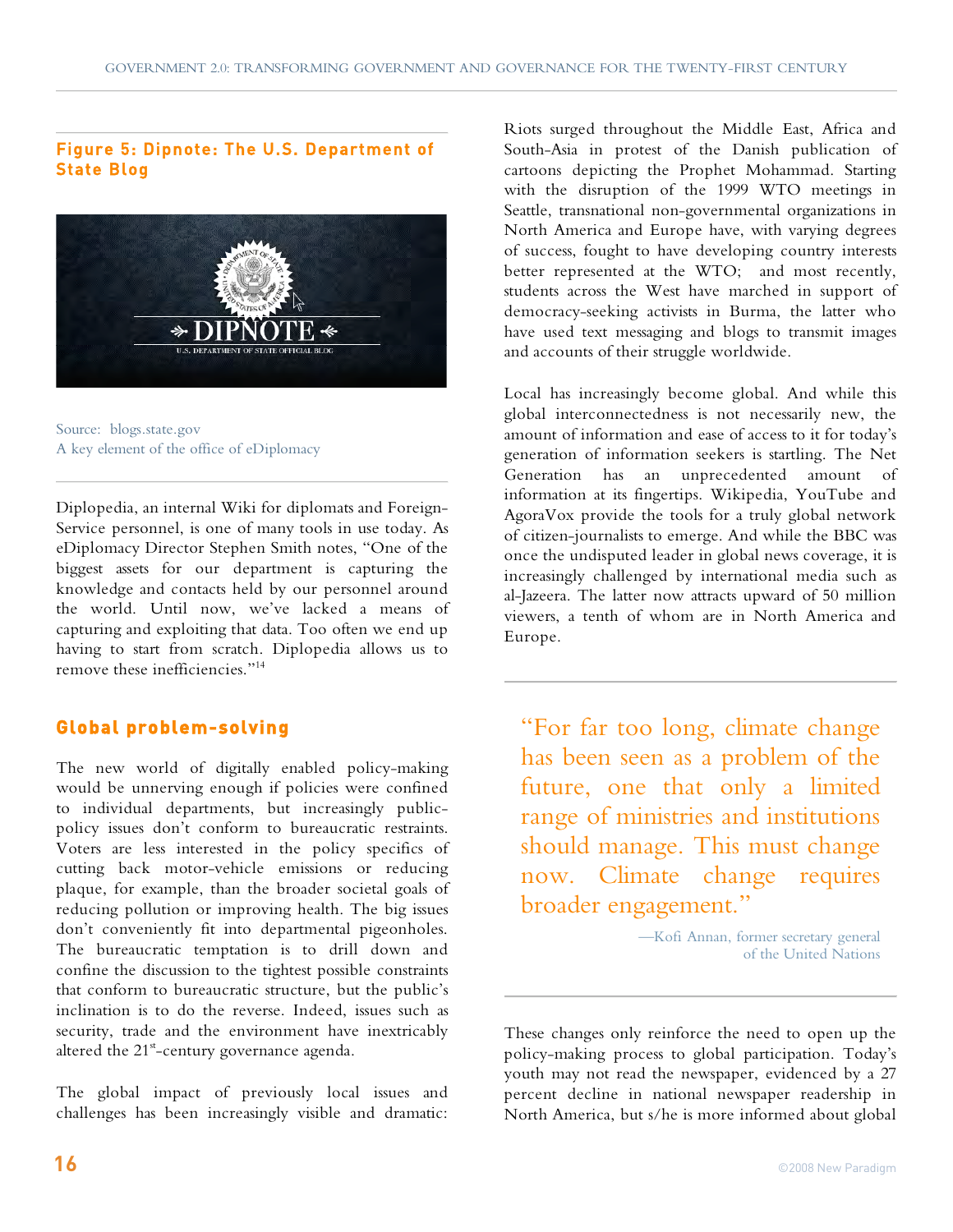**Figure 5: Dipnote: The U.S. Department of State Blog**

Source: blogs.state.gov
A key element of the office of eDiplomacy

Diplopedia, an internal Wiki for diplomats and Foreign-Service personnel, is one of many tools in use today. As eDiplomacy Director Stephen Smith notes, "One of the biggest assets for our department is capturing the knowledge and contacts held by our personnel around the world. Until now, we've lacked a means of capturing and exploiting that data. Too often we end up having to start from scratch. Diplopedia allows us to remove these inefficiencies."[14]

## Global problem-solving

The new world of digitally enabled policy-making would be unnerving enough if policies were confined to individual departments, but increasingly public-policy issues don't conform to bureaucratic restraints. Voters are less interested in the policy specifics of cutting back motor-vehicle emissions or reducing plaque, for example, than the broader societal goals of reducing pollution or improving health. The big issues don't conveniently fit into departmental pigeonholes. The bureaucratic temptation is to drill down and confine the discussion to the tightest possible constraints that conform to bureaucratic structure, but the public's inclination is to do the reverse. Indeed, issues such as security, trade and the environment have inextricably altered the 21st-century governance agenda.

The global impact of previously local issues and challenges has been increasingly visible and dramatic: Riots surged throughout the Middle East, Africa and South-Asia in protest of the Danish publication of cartoons depicting the Prophet Mohammad. Starting with the disruption of the 1999 WTO meetings in Seattle, transnational non-governmental organizations in North America and Europe have, with varying degrees of success, fought to have developing country interests better represented at the WTO; and most recently, students across the West have marched in support of democracy-seeking activists in Burma, the latter who have used text messaging and blogs to transmit images and accounts of their struggle worldwide.

Local has increasingly become global. And while this global interconnectedness is not necessarily new, the amount of information and ease of access to it for today's generation of information seekers is startling. The Net Generation has an unprecedented amount of information at its fingertips. Wikipedia, YouTube and AgoraVox provide the tools for a truly global network of citizen-journalists to emerge. And while the BBC was once the undisputed leader in global news coverage, it is increasingly challenged by international media such as al-Jazeera. The latter now attracts upward of 50 million viewers, a tenth of whom are in North America and Europe.

> "For far too long, climate change has been seen as a problem of the future, one that only a limited range of ministries and institutions should manage. This must change now. Climate change requires broader engagement."
>
> —Kofi Annan, former secretary general of the United Nations

These changes only reinforce the need to open up the policy-making process to global participation. Today's youth may not read the newspaper, evidenced by a 27 percent decline in national newspaper readership in North America, but s/he is more informed about global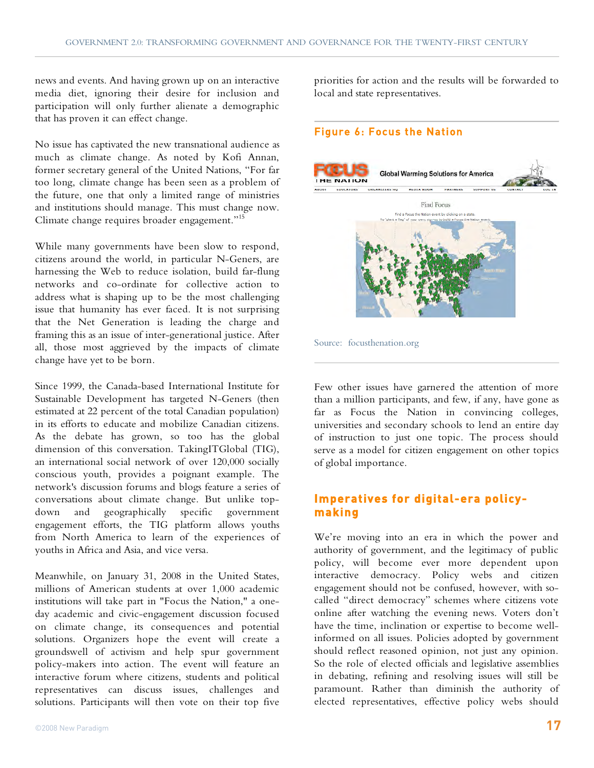news and events. And having grown up on an interactive media diet, ignoring their desire for inclusion and participation will only further alienate a demographic that has proven it can effect change.

No issue has captivated the new transnational audience as much as climate change. As noted by Kofi Annan, former secretary general of the United Nations, "For far too long, climate change has been seen as a problem of the future, one that only a limited range of ministries and institutions should manage. This must change now. Climate change requires broader engagement."[15]

While many governments have been slow to respond, citizens around the world, in particular N-Geners, are harnessing the Web to reduce isolation, build far-flung networks and co-ordinate for collective action to address what is shaping up to be the most challenging issue that humanity has ever faced. It is not surprising that the Net Generation is leading the charge and framing this as an issue of inter-generational justice. After all, those most aggrieved by the impacts of climate change have yet to be born.

Since 1999, the Canada-based International Institute for Sustainable Development has targeted N-Geners (then estimated at 22 percent of the total Canadian population) in its efforts to educate and mobilize Canadian citizens. As the debate has grown, so too has the global dimension of this conversation. TakingITGlobal (TIG), an international social network of over 120,000 socially conscious youth, provides a poignant example. The network's discussion forums and blogs feature a series of conversations about climate change. But unlike top-down and geographically specific government engagement efforts, the TIG platform allows youths from North America to learn of the experiences of youths in Africa and Asia, and vice versa.

Meanwhile, on January 31, 2008 in the United States, millions of American students at over 1,000 academic institutions will take part in "Focus the Nation," a one-day academic and civic-engagement discussion focused on climate change, its consequences and potential solutions. Organizers hope the event will create a groundswell of activism and help spur government policy-makers into action. The event will feature an interactive forum where citizens, students and political representatives can discuss issues, challenges and solutions. Participants will then vote on their top five priorities for action and the results will be forwarded to local and state representatives.

**Figure 6: Focus the Nation**

Source: focusthenation.org

Few other issues have garnered the attention of more than a million participants, and few, if any, have gone as far as Focus the Nation in convincing colleges, universities and secondary schools to lend an entire day of instruction to just one topic. The process should serve as a model for citizen engagement on other topics of global importance.

## Imperatives for digital-era policy-making

We're moving into an era in which the power and authority of government, and the legitimacy of public policy, will become ever more dependent upon interactive democracy. Policy webs and citizen engagement should not be confused, however, with so-called "direct democracy" schemes where citizens vote online after watching the evening news. Voters don't have the time, inclination or expertise to become well-informed on all issues. Policies adopted by government should reflect reasoned opinion, not just any opinion. So the role of elected officials and legislative assemblies in debating, refining and resolving issues will still be paramount. Rather than diminish the authority of elected representatives, effective policy webs should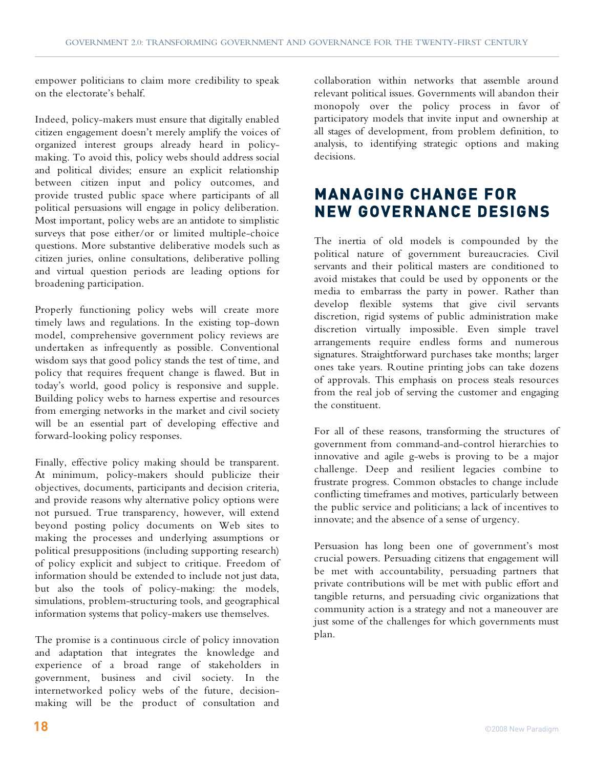empower politicians to claim more credibility to speak on the electorate's behalf.

Indeed, policy-makers must ensure that digitally enabled citizen engagement doesn't merely amplify the voices of organized interest groups already heard in policy-making. To avoid this, policy webs should address social and political divides; ensure an explicit relationship between citizen input and policy outcomes, and provide trusted public space where participants of all political persuasions will engage in policy deliberation. Most important, policy webs are an antidote to simplistic surveys that pose either/or or limited multiple-choice questions. More substantive deliberative models such as citizen juries, online consultations, deliberative polling and virtual question periods are leading options for broadening participation.

Properly functioning policy webs will create more timely laws and regulations. In the existing top-down model, comprehensive government policy reviews are undertaken as infrequently as possible. Conventional wisdom says that good policy stands the test of time, and policy that requires frequent change is flawed. But in today's world, good policy is responsive and supple. Building policy webs to harness expertise and resources from emerging networks in the market and civil society will be an essential part of developing effective and forward-looking policy responses.

Finally, effective policy making should be transparent. At minimum, policy-makers should publicize their objectives, documents, participants and decision criteria, and provide reasons why alternative policy options were not pursued. True transparency, however, will extend beyond posting policy documents on Web sites to making the processes and underlying assumptions or political presuppositions (including supporting research) of policy explicit and subject to critique. Freedom of information should be extended to include not just data, but also the tools of policy-making: the models, simulations, problem-structuring tools, and geographical information systems that policy-makers use themselves.

The promise is a continuous circle of policy innovation and adaptation that integrates the knowledge and experience of a broad range of stakeholders in government, business and civil society. In the internetworked policy webs of the future, decision-making will be the product of consultation and collaboration within networks that assemble around relevant political issues. Governments will abandon their monopoly over the policy process in favor of participatory models that invite input and ownership at all stages of development, from problem definition, to analysis, to identifying strategic options and making decisions.

## MANAGING CHANGE FOR NEW GOVERNANCE DESIGNS

The inertia of old models is compounded by the political nature of government bureaucracies. Civil servants and their political masters are conditioned to avoid mistakes that could be used by opponents or the media to embarrass the party in power. Rather than develop flexible systems that give civil servants discretion, rigid systems of public administration make discretion virtually impossible. Even simple travel arrangements require endless forms and numerous signatures. Straightforward purchases take months; larger ones take years. Routine printing jobs can take dozens of approvals. This emphasis on process steals resources from the real job of serving the customer and engaging the constituent.

For all of these reasons, transforming the structures of government from command-and-control hierarchies to innovative and agile g-webs is proving to be a major challenge. Deep and resilient legacies combine to frustrate progress. Common obstacles to change include conflicting timeframes and motives, particularly between the public service and politicians; a lack of incentives to innovate; and the absence of a sense of urgency.

Persuasion has long been one of government's most crucial powers. Persuading citizens that engagement will be met with accountability, persuading partners that private contributions will be met with public effort and tangible returns, and persuading civic organizations that community action is a strategy and not a maneouver are just some of the challenges for which governments must plan.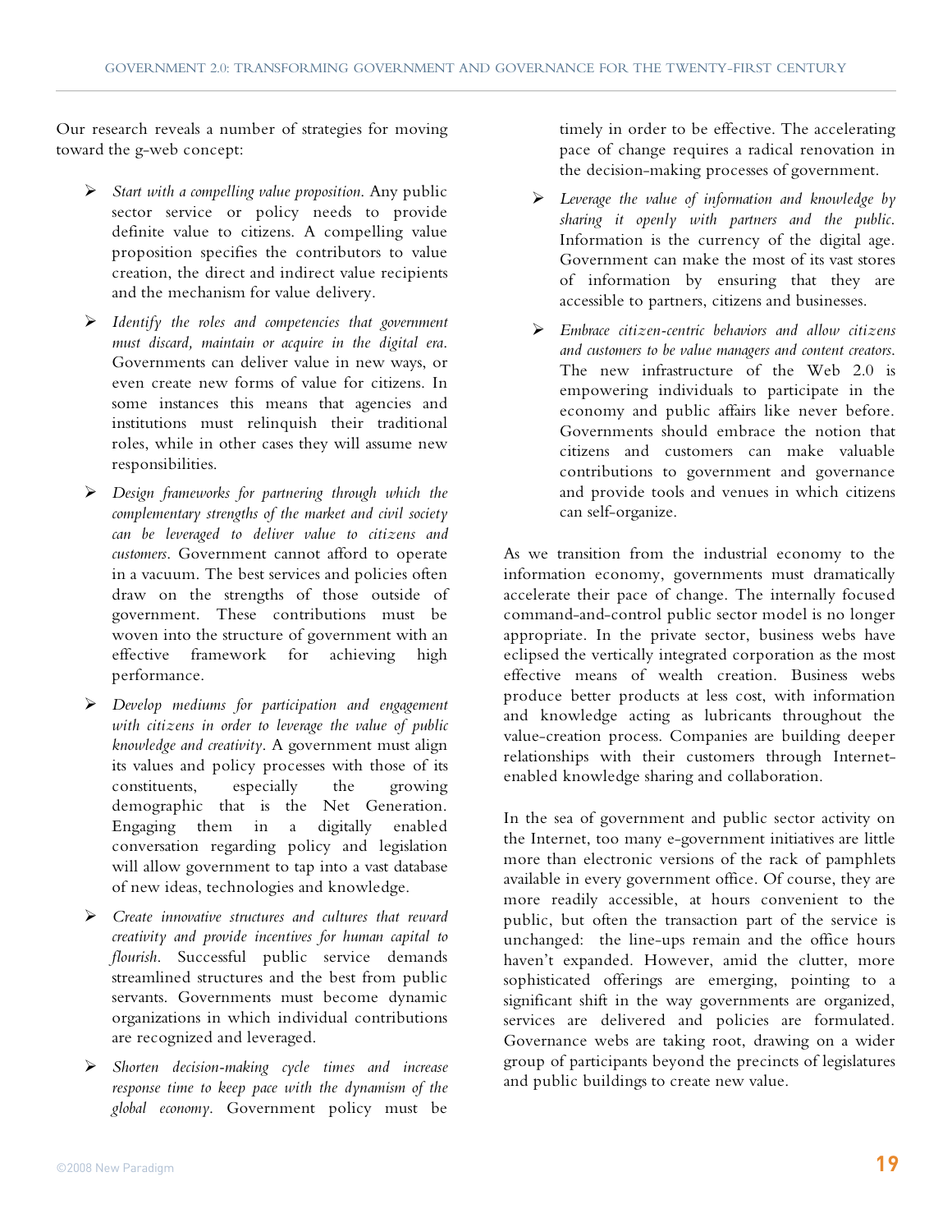Our research reveals a number of strategies for moving toward the g-web concept:

- *Start with a compelling value proposition.* Any public sector service or policy needs to provide definite value to citizens. A compelling value proposition specifies the contributors to value creation, the direct and indirect value recipients and the mechanism for value delivery.
- *Identify the roles and competencies that government must discard, maintain or acquire in the digital era.* Governments can deliver value in new ways, or even create new forms of value for citizens. In some instances this means that agencies and institutions must relinquish their traditional roles, while in other cases they will assume new responsibilities.
- *Design frameworks for partnering through which the complementary strengths of the market and civil society can be leveraged to deliver value to citizens and customers.* Government cannot afford to operate in a vacuum. The best services and policies often draw on the strengths of those outside of government. These contributions must be woven into the structure of government with an effective framework for achieving high performance.
- *Develop mediums for participation and engagement with citizens in order to leverage the value of public knowledge and creativity.* A government must align its values and policy processes with those of its constituents, especially the growing demographic that is the Net Generation. Engaging them in a digitally enabled conversation regarding policy and legislation will allow government to tap into a vast database of new ideas, technologies and knowledge.
- *Create innovative structures and cultures that reward creativity and provide incentives for human capital to flourish.* Successful public service demands streamlined structures and the best from public servants. Governments must become dynamic organizations in which individual contributions are recognized and leveraged.
- *Shorten decision-making cycle times and increase response time to keep pace with the dynamism of the global economy.* Government policy must be timely in order to be effective. The accelerating pace of change requires a radical renovation in the decision-making processes of government.
- *Leverage the value of information and knowledge by sharing it openly with partners and the public.* Information is the currency of the digital age. Government can make the most of its vast stores of information by ensuring that they are accessible to partners, citizens and businesses.
- *Embrace citizen-centric behaviors and allow citizens and customers to be value managers and content creators.* The new infrastructure of the Web 2.0 is empowering individuals to participate in the economy and public affairs like never before. Governments should embrace the notion that citizens and customers can make valuable contributions to government and governance and provide tools and venues in which citizens can self-organize.

As we transition from the industrial economy to the information economy, governments must dramatically accelerate their pace of change. The internally focused command-and-control public sector model is no longer appropriate. In the private sector, business webs have eclipsed the vertically integrated corporation as the most effective means of wealth creation. Business webs produce better products at less cost, with information and knowledge acting as lubricants throughout the value-creation process. Companies are building deeper relationships with their customers through Internet-enabled knowledge sharing and collaboration.

In the sea of government and public sector activity on the Internet, too many e-government initiatives are little more than electronic versions of the rack of pamphlets available in every government office. Of course, they are more readily accessible, at hours convenient to the public, but often the transaction part of the service is unchanged: the line-ups remain and the office hours haven't expanded. However, amid the clutter, more sophisticated offerings are emerging, pointing to a significant shift in the way governments are organized, services are delivered and policies are formulated. Governance webs are taking root, drawing on a wider group of participants beyond the precincts of legislatures and public buildings to create new value.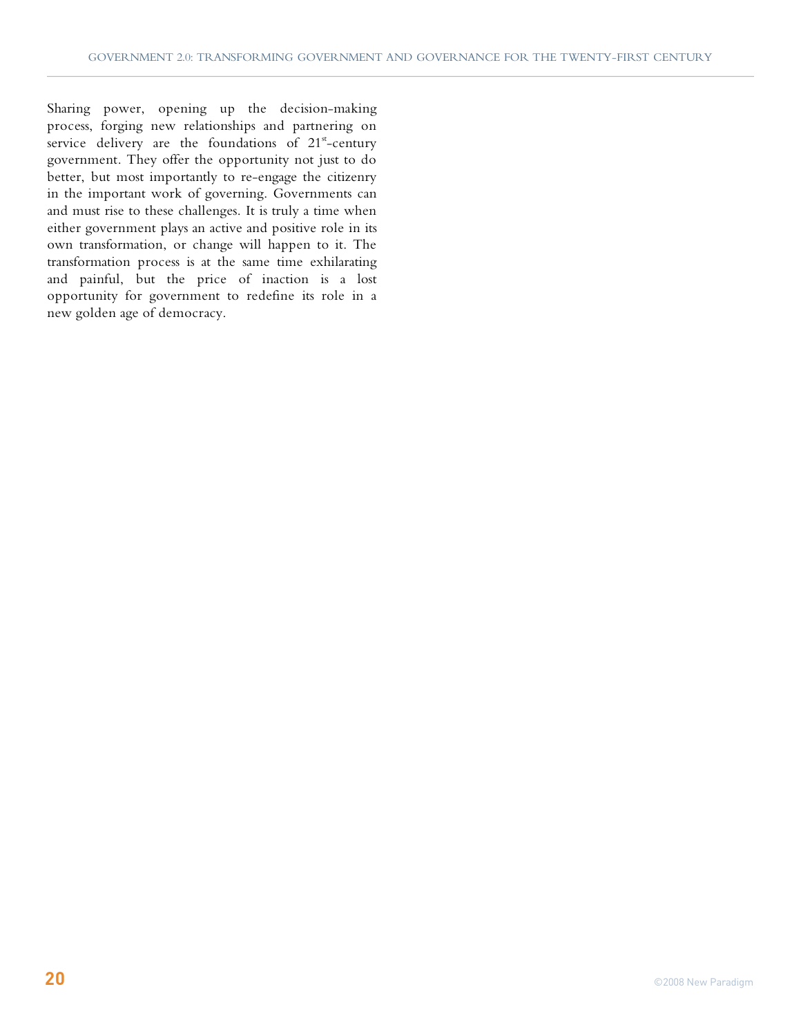Sharing power, opening up the decision-making process, forging new relationships and partnering on service delivery are the foundations of 21st-century government. They offer the opportunity not just to do better, but most importantly to re-engage the citizenry in the important work of governing. Governments can and must rise to these challenges. It is truly a time when either government plays an active and positive role in its own transformation, or change will happen to it. The transformation process is at the same time exhilarating and painful, but the price of inaction is a lost opportunity for government to redefine its role in a new golden age of democracy.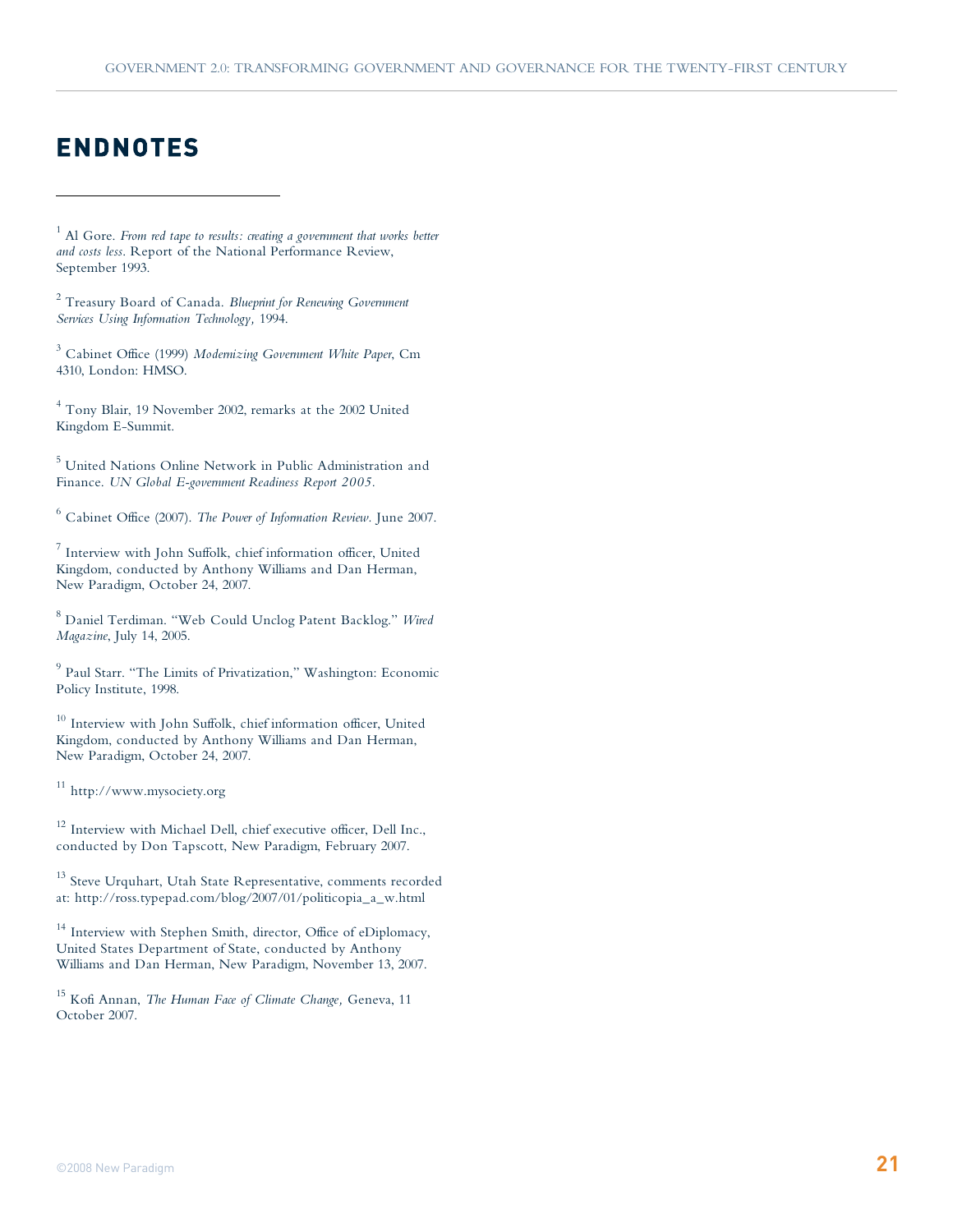# ENDNOTES

[1] Al Gore. *From red tape to results: creating a government that works better and costs less*. Report of the National Performance Review, September 1993.

[2] Treasury Board of Canada. *Blueprint for Renewing Government Services Using Information Technology,* 1994.

[3] Cabinet Office (1999) *Modernizing Government White Paper*, Cm 4310, London: HMSO.

[4] Tony Blair, 19 November 2002, remarks at the 2002 United Kingdom E-Summit.

[5] United Nations Online Network in Public Administration and Finance. *UN Global E-government Readiness Report 2005.*

[6] Cabinet Office (2007). *The Power of Information Review.* June 2007.

[7] Interview with John Suffolk, chief information officer, United Kingdom, conducted by Anthony Williams and Dan Herman, New Paradigm, October 24, 2007.

[8] Daniel Terdiman. "Web Could Unclog Patent Backlog." *Wired Magazine*, July 14, 2005.

[9] Paul Starr. "The Limits of Privatization," Washington: Economic Policy Institute, 1998.

[10] Interview with John Suffolk, chief information officer, United Kingdom, conducted by Anthony Williams and Dan Herman, New Paradigm, October 24, 2007.

[11] http://www.mysociety.org

[12] Interview with Michael Dell, chief executive officer, Dell Inc., conducted by Don Tapscott, New Paradigm, February 2007.

[13] Steve Urquhart, Utah State Representative, comments recorded at: http://ross.typepad.com/blog/2007/01/politicopia_a_w.html

[14] Interview with Stephen Smith, director, Office of eDiplomacy, United States Department of State, conducted by Anthony Williams and Dan Herman, New Paradigm, November 13, 2007.

[15] Kofi Annan, *The Human Face of Climate Change,* Geneva, 11 October 2007.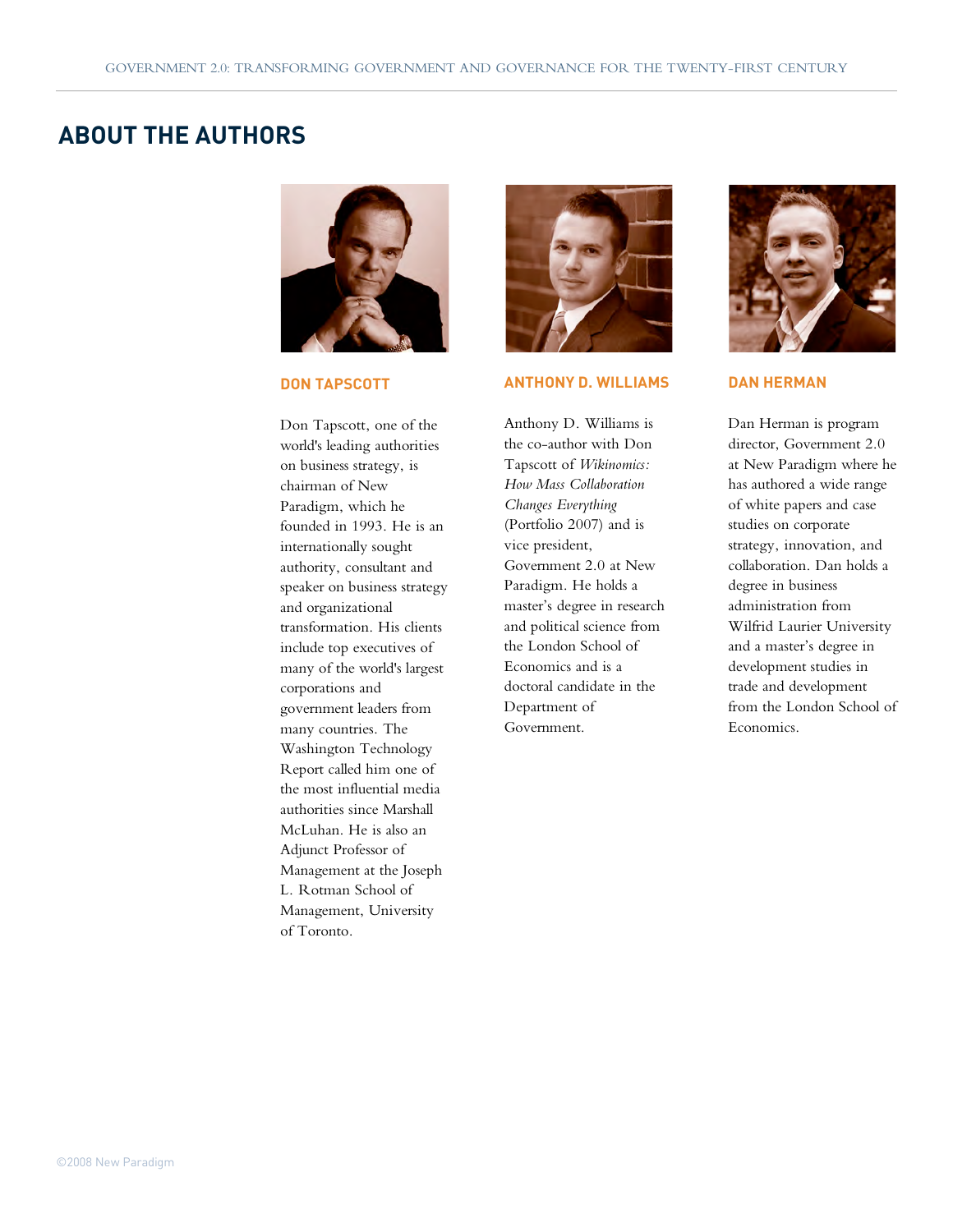## ABOUT THE AUTHORS

### DON TAPSCOTT

Don Tapscott, one of the world's leading authorities on business strategy, is chairman of New Paradigm, which he founded in 1993. He is an internationally sought authority, consultant and speaker on business strategy and organizational transformation. His clients include top executives of many of the world's largest corporations and government leaders from many countries. The Washington Technology Report called him one of the most influential media authorities since Marshall McLuhan. He is also an Adjunct Professor of Management at the Joseph L. Rotman School of Management, University of Toronto.

### ANTHONY D. WILLIAMS

Anthony D. Williams is the co-author with Don Tapscott of *Wikinomics: How Mass Collaboration Changes Everything* (Portfolio 2007) and is vice president, Government 2.0 at New Paradigm. He holds a master's degree in research and political science from the London School of Economics and is a doctoral candidate in the Department of Government.

### DAN HERMAN

Dan Herman is program director, Government 2.0 at New Paradigm where he has authored a wide range of white papers and case studies on corporate strategy, innovation, and collaboration. Dan holds a degree in business administration from Wilfrid Laurier University and a master's degree in development studies in trade and development from the London School of Economics.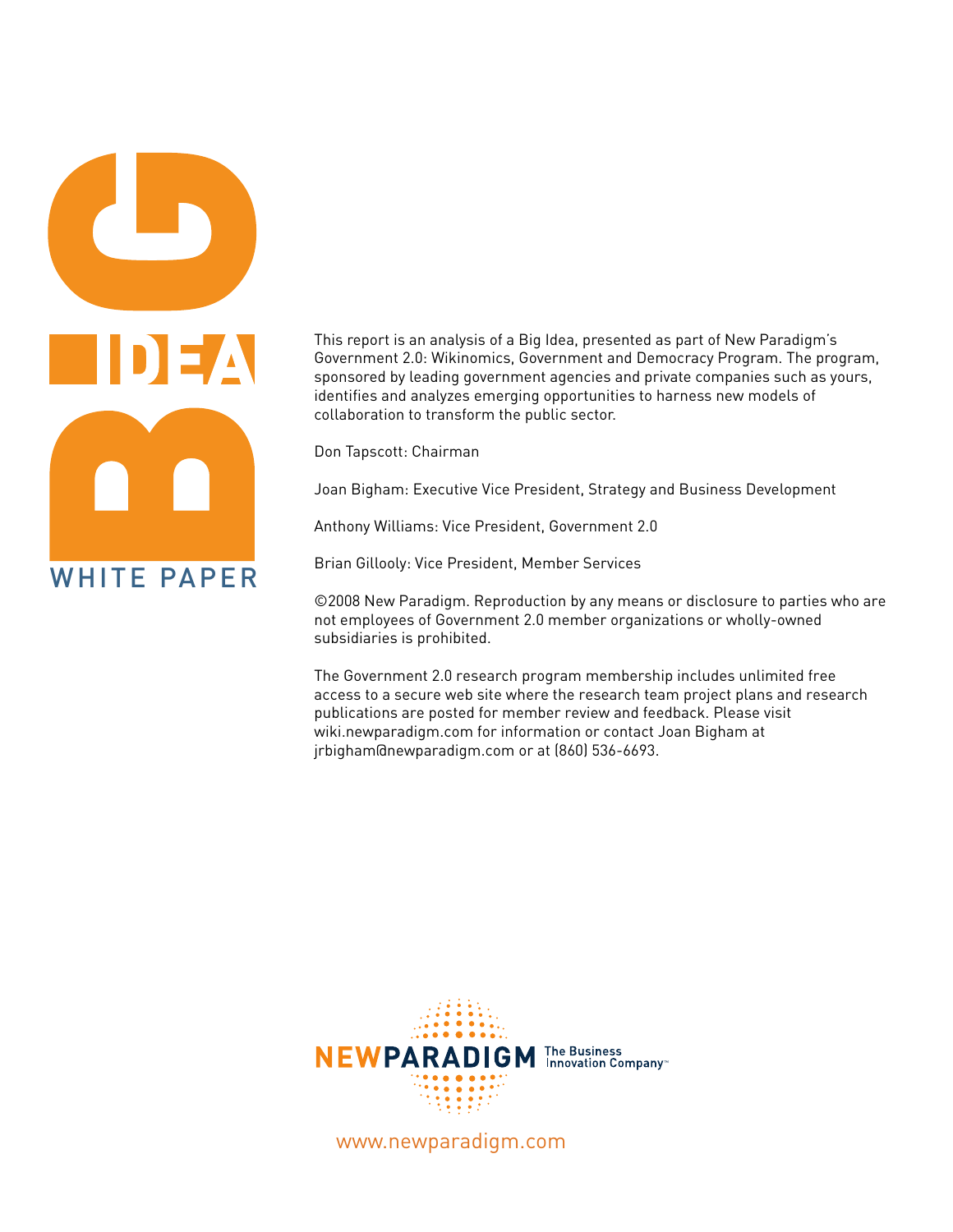BIG IDEA

WHITE PAPER

This report is an analysis of a Big Idea, presented as part of New Paradigm's Government 2.0: Wikinomics, Government and Democracy Program. The program, sponsored by leading government agencies and private companies such as yours, identifies and analyzes emerging opportunities to harness new models of collaboration to transform the public sector.

Don Tapscott: Chairman

Joan Bigham: Executive Vice President, Strategy and Business Development

Anthony Williams: Vice President, Government 2.0

Brian Gillooly: Vice President, Member Services

©2008 New Paradigm. Reproduction by any means or disclosure to parties who are not employees of Government 2.0 member organizations or wholly-owned subsidiaries is prohibited.

The Government 2.0 research program membership includes unlimited free access to a secure web site where the research team project plans and research publications are posted for member review and feedback. Please visit wiki.newparadigm.com for information or contact Joan Bigham at jrbigham@newparadigm.com or at (860) 536-6693.

NEWPARADIGM The Business Innovation Company™

www.newparadigm.com